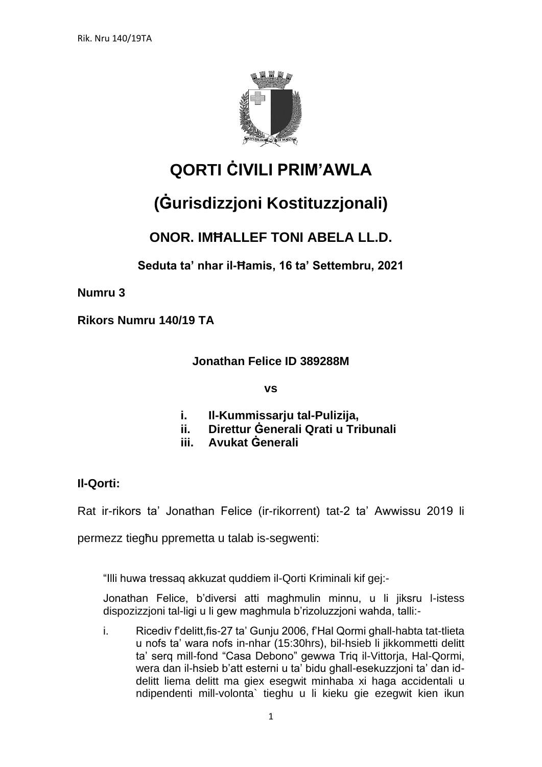# QORTI ĊIVILI PRIM'AWLA

# (Ġurisdizzjoni Kostituzzjonali)

## ONOR. IMĦALLEF TONI ABELA LL.D.

### Seduta ta' nhar il-Ħamis, 16 ta' Settembru, 2021

**Numru 3**

**Rikors Numru 140/19 TA**

**Jonathan Felice ID 389288M**

**vs**

**i. Il-Kummissarju tal-Pulizija,**
**ii. Direttur Ġenerali Qrati u Tribunali**
**iii. Avukat Ġenerali**

**Il-Qorti:**

Rat ir-rikors ta' Jonathan Felice (ir-rikorrent) tat-2 ta' Awwissu 2019 li permezz tiegħu ppremetta u talab is-segwenti:

> "Illi huwa tressaq akkuzat quddiem il-Qorti Kriminali kif gej:-
>
> Jonathan Felice, b'diversi atti maghmulin minnu, u li jiksru l-istess dispozizzjoni tal-ligi u li gew maghmula b'rizoluzzjoni wahda, talli:-
>
> i. Ricediv f'delitt,fis-27 ta' Gunju 2006, f'Hal Qormi ghall-habta tat-tlieta u nofs ta' wara nofs in-nhar (15:30hrs), bil-hsieb li jikkommetti delitt ta' serq mill-fond "Casa Debono" gewwa Triq il-Vittorja, Hal-Qormi, wera dan il-hsieb b'att esterni u ta' bidu ghall-esekuzzjoni ta' dan id-delitt liema delitt ma giex esegwit minhaba xi haga accidentali u ndipendenti mill-volonta` tieghu u li kieku gie ezegwit kien ikun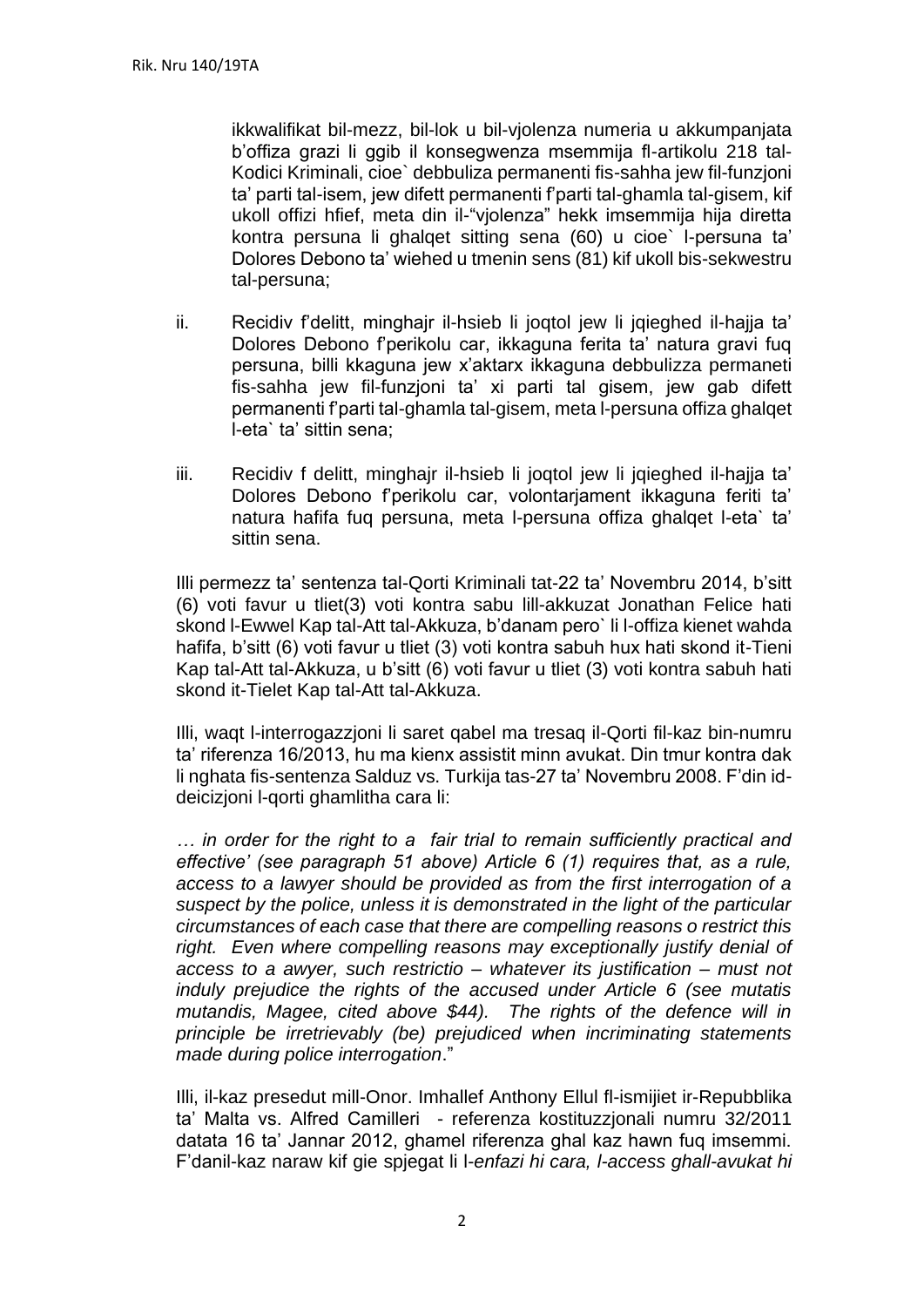ikkwalifikat bil-mezz, bil-lok u bil-vjolenza numeria u akkumpanjata b'offiza grazi li ggib il konsegwenza msemmija fl-artikolu 218 tal-Kodici Kriminali, cioe` debbuliza permanenti fis-sahha jew fil-funzjoni ta' parti tal-isem, jew difett permanenti f'parti tal-ghamla tal-gisem, kif ukoll offizi hfief, meta din il-"vjolenza" hekk imsemmija hija diretta kontra persuna li ghalqet sitting sena (60) u cioe` l-persuna ta' Dolores Debono ta' wiehed u tmenin sens (81) kif ukoll bis-sekwestru tal-persuna;

ii. Recidiv f'delitt, minghajr il-hsieb li joqtol jew li jqieghed il-hajja ta' Dolores Debono f'perikolu car, ikkaguna ferita ta' natura gravi fuq persuna, billi kkaguna jew x'aktarx ikkaguna debbulizza permaneti fis-sahha jew fil-funzjoni ta' xi parti tal gisem, jew gab difett permanenti f'parti tal-ghamla tal-gisem, meta l-persuna offiza ghalqet l-eta` ta' sittin sena;

iii. Recidiv f delitt, minghajr il-hsieb li joqtol jew li jqieghed il-hajja ta' Dolores Debono f'perikolu car, volontarjament ikkaguna feriti ta' natura hafifa fuq persuna, meta l-persuna offiza ghalqet l-eta` ta' sittin sena.

Illi permezz ta' sentenza tal-Qorti Kriminali tat-22 ta' Novembru 2014, b'sitt (6) voti favur u tliet(3) voti kontra sabu lill-akkuzat Jonathan Felice hati skond l-Ewwel Kap tal-Att tal-Akkuza, b'danam pero` li l-offiza kienet wahda hafifa, b'sitt (6) voti favur u tliet (3) voti kontra sabuh hux hati skond it-Tieni Kap tal-Att tal-Akkuza, u b'sitt (6) voti favur u tliet (3) voti kontra sabuh hati skond it-Tielet Kap tal-Att tal-Akkuza.

Illi, waqt l-interrogazzjoni li saret qabel ma tresaq il-Qorti fil-kaz bin-numru ta' riferenza 16/2013, hu ma kienx assistit minn avukat. Din tmur kontra dak li nghata fis-sentenza Salduz vs. Turkija tas-27 ta' Novembru 2008. F'din id-deicizjoni l-qorti ghamlitha cara li:

*… in order for the right to a fair trial to remain sufficiently practical and effective' (see paragraph 51 above) Article 6 (1) requires that, as a rule, access to a lawyer should be provided as from the first interrogation of a suspect by the police, unless it is demonstrated in the light of the particular circumstances of each case that there are compelling reasons o restrict this right. Even where compelling reasons may exceptionally justify denial of access to a awyer, such restrictio – whatever its justification – must not induly prejudice the rights of the accused under Article 6 (see mutatis mutandis, Magee, cited above $44). The rights of the defence will in principle be irretrievably (be) prejudiced when incriminating statements made during police interrogation*."

Illi, il-kaz presedut mill-Onor. Imhallef Anthony Ellul fl-ismijiet ir-Repubblika ta' Malta vs. Alfred Camilleri - referenza kostituzzjonali numru 32/2011 datata 16 ta' Jannar 2012, ghamel riferenza ghal kaz hawn fuq imsemmi. F'danil-kaz naraw kif gie spjegat li l-*enfazi hi cara, l-access ghall-avukat hi*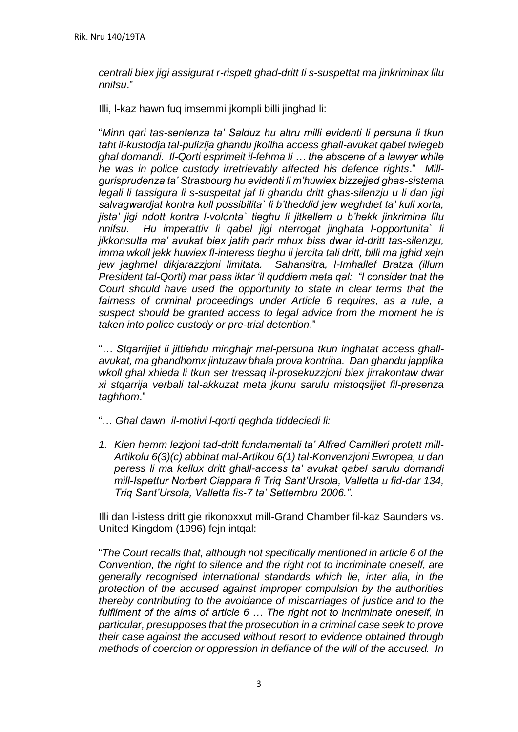*centrali biex jigi assigurat r-rispett ghad-dritt li s-suspettat ma jinkriminax lilu nnifsu*."

Illi, l-kaz hawn fuq imsemmi jkompli billi jinghad li:

"*Minn qari tas-sentenza ta' Salduz hu altru milli evidenti li persuna li tkun taht il-kustodja tal-pulizija ghandu jkollha access ghall-avukat qabel twiegeb ghal domandi. Il-Qorti esprimeit il-fehma li … the abscene of a lawyer while he was in police custody irretrievably affected his defence rights*." *Mill-gurisprudenza ta' Strasbourg hu evidenti li m'huwiex bizzejjed ghas-sistema legali li tassigura li s-suspettat jaf li ghandu dritt ghas-silenzju u li dan jigi salvagwardjat kontra kull possibilita` li b'theddid jew weghdiet ta' kull xorta, jista' jigi ndott kontra l-volonta` tieghu li jitkellem u b'hekk jinkrimina lilu nnifsu. Hu imperattiv li qabel jigi nterrogat jinghata l-opportunita` li jikkonsulta ma' avukat biex jatih parir mhux biss dwar id-dritt tas-silenzju, imma wkoll jekk huwiex fl-interess tieghu li jercita tali dritt, billi ma jghid xejn jew jaghmel dikjarazzjoni limitata. Sahansitra, l-Imhallef Bratza (illum President tal-Qorti) mar pass iktar 'il quddiem meta qal: "I consider that the Court should have used the opportunity to state in clear terms that the fairness of criminal proceedings under Article 6 requires, as a rule, a suspect should be granted access to legal advice from the moment he is taken into police custody or pre-trial detention*."

"*… Stqarrijiet li jittiehdu minghajr mal-persuna tkun inghatat access ghall-avukat, ma ghandhomx jintuzaw bhala prova kontriha. Dan ghandu japplika wkoll ghal xhieda li tkun ser tressaq il-prosekuzzjoni biex jirrakontaw dwar xi stqarrija verbali tal-akkuzat meta jkunu sarulu mistoqsijiet fil-presenza taghhom*."

"… *Ghal dawn il-motivi l-qorti qeghda tiddeciedi li:*

1. *Kien hemm lezjoni tad-dritt fundamentali ta' Alfred Camilleri protett mill-Artikolu 6(3)(c) abbinat mal-Artikou 6(1) tal-Konvenzjoni Ewropea, u dan peress li ma kellux dritt ghall-access ta' avukat qabel sarulu domandi mill-Ispettur Norbert Ciappara fi Triq Sant'Ursola, Valletta u fid-dar 134, Triq Sant'Ursola, Valletta fis-7 ta' Settembru 2006.".*

Illi dan l-istess dritt gie rikonoxxut mill-Grand Chamber fil-kaz Saunders vs. United Kingdom (1996) fejn intqal:

"*The Court recalls that, although not specifically mentioned in article 6 of the Convention, the right to silence and the right not to incriminate oneself, are generally recognised international standards which lie, inter alia, in the protection of the accused against improper compulsion by the authorities thereby contributing to the avoidance of miscarriages of justice and to the fulfilment of the aims of article 6 … The right not to incriminate oneself, in particular, presupposes that the prosecution in a criminal case seek to prove their case against the accused without resort to evidence obtained through methods of coercion or oppression in defiance of the will of the accused. In*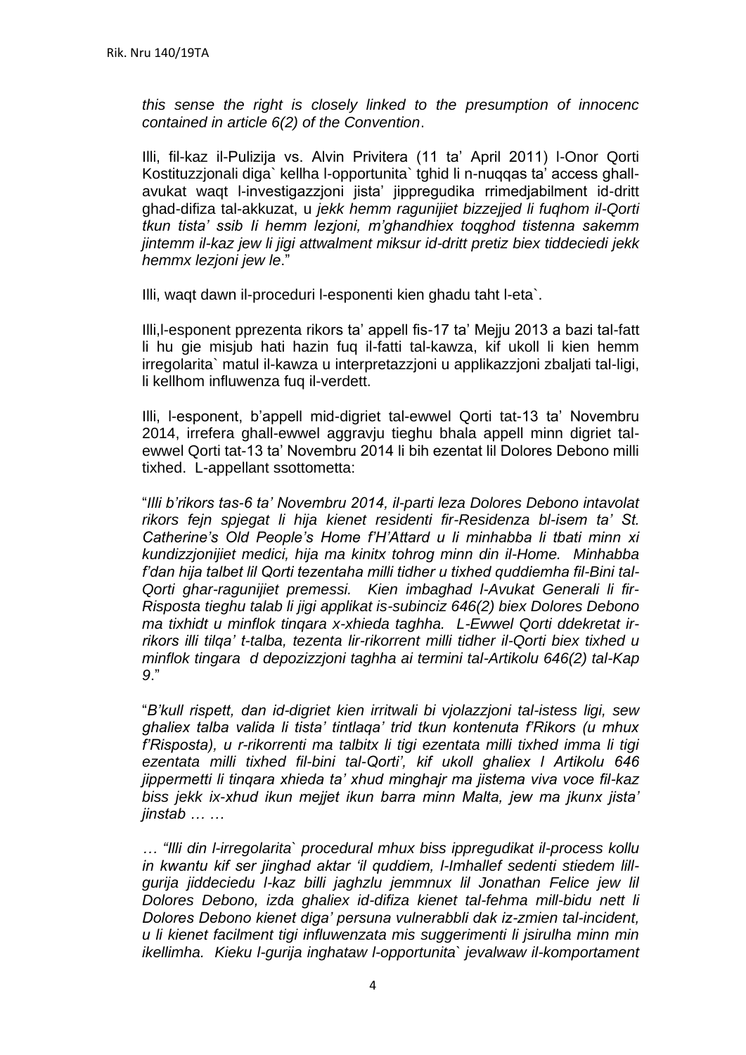*this sense the right is closely linked to the presumption of innocenc contained in article 6(2) of the Convention*.

Illi, fil-kaz il-Pulizija vs. Alvin Privitera (11 ta' April 2011) l-Onor Qorti Kostituzzjonali diga` kellha l-opportunita` tghid li n-nuqqas ta' access ghall-avukat waqt l-investigazzjoni jista' jippregudika rrimedjabilment id-dritt ghad-difiza tal-akkuzat, u *jekk hemm ragunijiet bizzejjed li fuqhom il-Qorti tkun tista' ssib li hemm lezjoni, m'ghandhiex toqghod tistenna sakemm jintemm il-kaz jew li jigi attwalment miksur id-dritt pretiz biex tiddeciedi jekk hemmx lezjoni jew le*."

Illi, waqt dawn il-proceduri l-esponenti kien ghadu taht l-eta`.

Illi,l-esponent pprezenta rikors ta' appell fis-17 ta' Mejju 2013 a bazi tal-fatt li hu gie misjub hati hazin fuq il-fatti tal-kawza, kif ukoll li kien hemm irregolarita` matul il-kawza u interpretazzjoni u applikazzjoni zbaljati tal-ligi, li kellhom influwenza fuq il-verdett.

Illi, l-esponent, b'appell mid-digriet tal-ewwel Qorti tat-13 ta' Novembru 2014, irrefera ghall-ewwel aggravju tieghu bhala appell minn digriet tal-ewwel Qorti tat-13 ta' Novembru 2014 li bih ezentat lil Dolores Debono milli tixhed. L-appellant ssottometta:

"*Illi b'rikors tas-6 ta' Novembru 2014, il-parti leza Dolores Debono intavolat rikors fejn spjegat li hija kienet residenti fir-Residenza bl-isem ta' St. Catherine's Old People's Home f'H'Attard u li minhabba li tbati minn xi kundizzjonijiet medici, hija ma kinitx tohrog minn din il-Home. Minhabba f'dan hija talbet lil Qorti tezentaha milli tidher u tixhed quddiemha fil-Bini tal-Qorti ghar-ragunijiet premessi. Kien imbaghad l-Avukat Generali li fir-Risposta tieghu talab li jigi applikat is-subinciz 646(2) biex Dolores Debono ma tixhidt u minflok tinqara x-xhieda taghha. L-Ewwel Qorti ddekretat ir-rikors illi tilqa' t-talba, tezenta lir-rikorrent milli tidher il-Qorti biex tixhed u minflok tingara d depozizzjoni taghha ai termini tal-Artikolu 646(2) tal-Kap 9*."

"*B'kull rispett, dan id-digriet kien irritwali bi vjolazzjoni tal-istess ligi, sew ghaliex talba valida li tista' tintlaqa' trid tkun kontenuta f'Rikors (u mhux f'Risposta), u r-rikorrenti ma talbitx li tigi ezentata milli tixhed imma li tigi ezentata milli tixhed fil-bini tal-Qorti', kif ukoll ghaliex l Artikolu 646 jippermetti li tinqara xhieda ta' xhud minghajr ma jistema viva voce fil-kaz biss jekk ix-xhud ikun mejjet ikun barra minn Malta, jew ma jkunx jista' jinstab … …*

*… "Illi din l-irregolarita` procedural mhux biss ippregudikat il-process kollu in kwantu kif ser jinghad aktar 'il quddiem, l-Imhallef sedenti stiedem lill-gurija jiddeciedu l-kaz billi jaghzlu jemmnux lil Jonathan Felice jew lil Dolores Debono, izda ghaliex id-difiza kienet tal-fehma mill-bidu nett li Dolores Debono kienet diga' persuna vulnerabbli dak iz-zmien tal-incident, u li kienet facilment tigi influwenzata mis suggerimenti li jsirulha minn min ikellimha. Kieku l-gurija inghataw l-opportunita` jevalwaw il-komportament*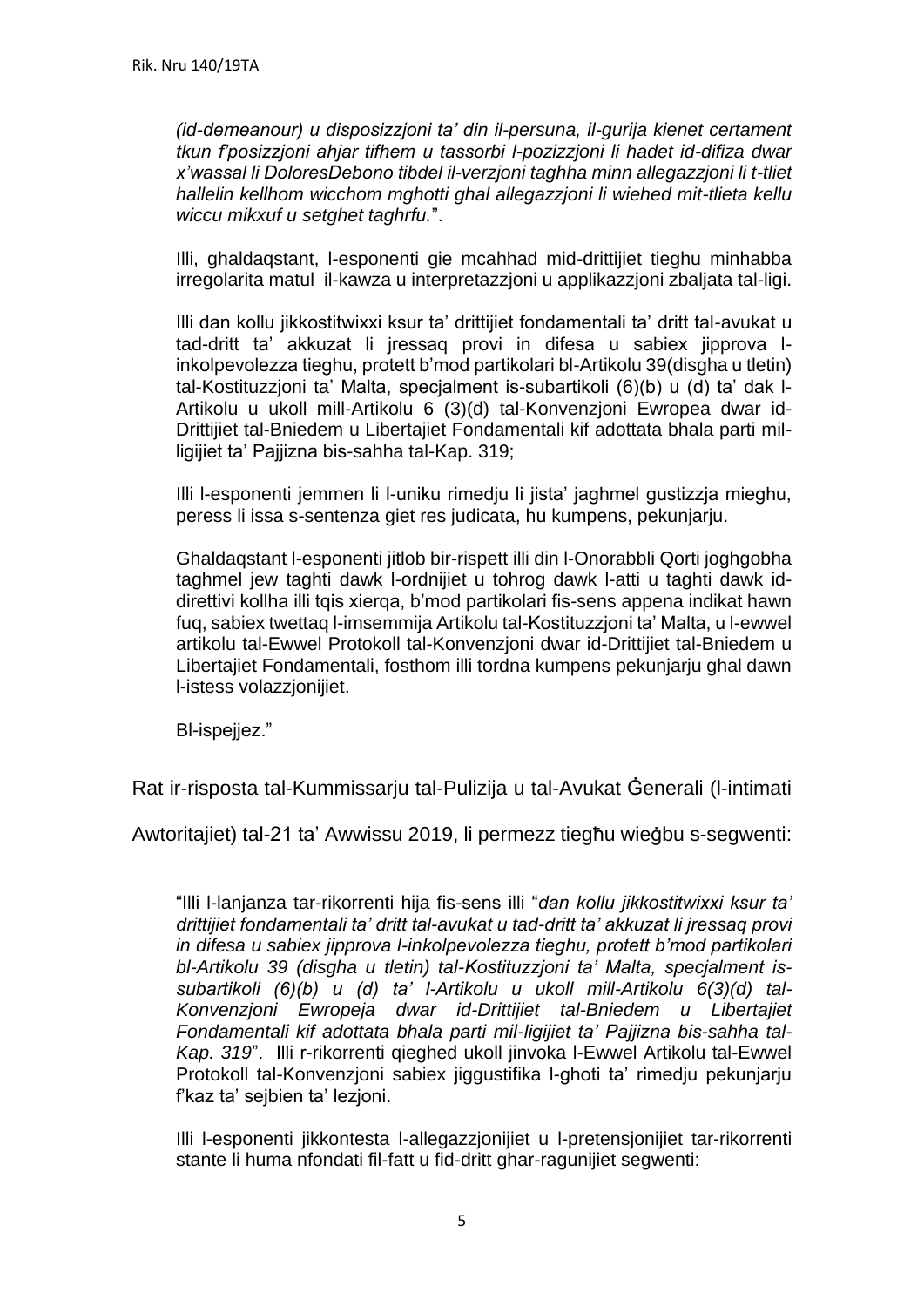*(id-demeanour) u disposizzjoni ta' din il-persuna, il-gurija kienet certament tkun f'posizzjoni ahjar tifhem u tassorbi l-pozizzjoni li hadet id-difiza dwar x'wassal li DoloresDebono tibdel il-verzjoni taghha minn allegazzjoni li t-tliet hallelin kellhom wicchom mghotti ghal allegazzjoni li wiehed mit-tlieta kellu wiccu mikxuf u setghet taghrfu.*".

Illi, ghaldaqstant, l-esponenti gie mcahhad mid-drittijiet tieghu minhabba irregolarita matul il-kawza u interpretazzjoni u applikazzjoni zbaljata tal-ligi.

Illi dan kollu jikkostitwixxi ksur ta' drittijiet fondamentali ta' dritt tal-avukat u tad-dritt ta' akkuzat li jressaq provi in difesa u sabiex jipprova l-inkolpevolezza tieghu, protett b'mod partikolari bl-Artikolu 39(disgha u tletin) tal-Kostituzzjoni ta' Malta, specjalment is-subartikoli (6)(b) u (d) ta' dak l-Artikolu u ukoll mill-Artikolu 6 (3)(d) tal-Konvenzjoni Ewropea dwar id-Drittijiet tal-Bniedem u Libertajiet Fondamentali kif adottata bhala parti mil-ligijiet ta' Pajjizna bis-sahha tal-Kap. 319;

Illi l-esponenti jemmen li l-uniku rimedju li jista' jaghmel gustizzja mieghu, peress li issa s-sentenza giet res judicata, hu kumpens, pekunjarju.

Ghaldaqstant l-esponenti jitlob bir-rispett illi din l-Onorabbli Qorti joghgobha taghmel jew taghti dawk l-ordnijiet u tohrog dawk l-atti u taghti dawk id-direttivi kollha illi tqis xierqa, b'mod partikolari fis-sens appena indikat hawn fuq, sabiex twettaq l-imsemmija Artikolu tal-Kostituzzjoni ta' Malta, u l-ewwel artikolu tal-Ewwel Protokoll tal-Konvenzjoni dwar id-Drittijiet tal-Bniedem u Libertajiet Fondamentali, fosthom illi tordna kumpens pekunjarju ghal dawn l-istess volazzjonijiet.

Bl-ispejjez."

Rat ir-risposta tal-Kummissarju tal-Pulizija u tal-Avukat Ġenerali (l-intimati Awtoritajiet) tal-21 ta' Awwissu 2019, li permezz tiegħu wieġbu s-segwenti:

"Illi l-lanjanza tar-rikorrenti hija fis-sens illi "*dan kollu jikkostitwixxi ksur ta' drittijiet fondamentali ta' dritt tal-avukat u tad-dritt ta' akkuzat li jressaq provi in difesa u sabiex jipprova l-inkolpevolezza tieghu, protett b'mod partikolari bl-Artikolu 39 (disgha u tletin) tal-Kostituzzjoni ta' Malta, specjalment is-subartikoli (6)(b) u (d) ta' l-Artikolu u ukoll mill-Artikolu 6(3)(d) tal-Konvenzjoni Ewropeja dwar id-Drittijiet tal-Bniedem u Libertajiet Fondamentali kif adottata bhala parti mil-ligijiet ta' Pajjizna bis-sahha tal-Kap. 319*". Illi r-rikorrenti qieghed ukoll jinvoka l-Ewwel Artikolu tal-Ewwel Protokoll tal-Konvenzjoni sabiex jiggustifika l-ghoti ta' rimedju pekunjarju f'kaz ta' sejbien ta' lezjoni.

Illi l-esponenti jikkontesta l-allegazzjonijiet u l-pretensjonijiet tar-rikorrenti stante li huma nfondati fil-fatt u fid-dritt ghar-ragunijiet segwenti: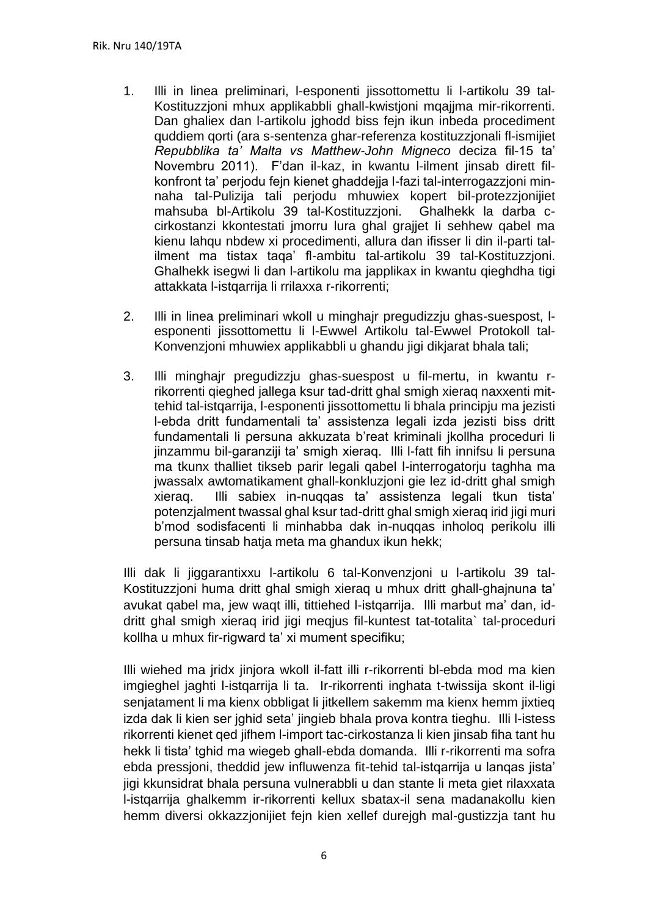1. Illi in linea preliminari, l-esponenti jissottomettu li l-artikolu 39 tal-Kostituzzjoni mhux applikabbli ghall-kwistjoni mqajjma mir-rikorrenti. Dan ghaliex dan l-artikolu jghodd biss fejn ikun inbeda procediment quddiem qorti (ara s-sentenza ghar-referenza kostituzzjonali fl-ismijiet *Repubblika ta' Malta vs Matthew-John Migneco* deciza fil-15 ta' Novembru 2011). F'dan il-kaz, in kwantu l-ilment jinsab dirett fil-konfront ta' perjodu fejn kienet ghaddejja l-fazi tal-interrogazzjoni min-naha tal-Pulizija tali perjodu mhuwiex kopert bil-protezzjonijiet mahsuba bl-Artikolu 39 tal-Kostituzzjoni. Ghalhekk la darba c-cirkostanzi kkontestati jmorru lura ghal grajjet li sehhew qabel ma kienu lahqu nbdew xi procedimenti, allura dan ifisser li din il-parti tal-ilment ma tistax taqa' fl-ambitu tal-artikolu 39 tal-Kostituzzjoni. Ghalhekk isegwi li dan l-artikolu ma japplikax in kwantu qieghdha tigi attakkata l-istqarrija li rrilaxxa r-rikorrenti;

2. Illi in linea preliminari wkoll u minghajr pregudizzju ghas-suespost, l-esponenti jissottomettu li l-Ewwel Artikolu tal-Ewwel Protokoll tal-Konvenzjoni mhuwiex applikabbli u ghandu jigi dikjarat bhala tali;

3. Illi minghajr pregudizzju ghas-suespost u fil-mertu, in kwantu r-rikorrenti qieghed jallega ksur tad-dritt ghal smigh xieraq naxxenti mit-tehid tal-istqarrija, l-esponenti jissottomettu li bhala principju ma jezisti l-ebda dritt fundamentali ta' assistenza legali izda jezisti biss dritt fundamentali li persuna akkuzata b'reat kriminali jkollha proceduri li jinzammu bil-garanziji ta' smigh xieraq. Illi l-fatt fih innifsu li persuna ma tkunx thalliet tikseb parir legali qabel l-interrogatorju taghha ma jwassalx awtomatikament ghall-konkluzjoni gie lez id-dritt ghal smigh xieraq. Illi sabiex in-nuqqas ta' assistenza legali tkun tista' potenzjalment twassal ghal ksur tad-dritt ghal smigh xieraq irid jigi muri b'mod sodisfacenti li minhabba dak in-nuqqas inholoq perikolu illi persuna tinsab hatja meta ma ghandux ikun hekk;

Illi dak li jiggarantixxu l-artikolu 6 tal-Konvenzjoni u l-artikolu 39 tal-Kostituzzjoni huma dritt ghal smigh xieraq u mhux dritt ghall-ghajnuna ta' avukat qabel ma, jew waqt illi, tittiehed l-istqarrija. Illi marbut ma' dan, id-dritt ghal smigh xieraq irid jigi meqjus fil-kuntest tat-totalita` tal-proceduri kollha u mhux fir-rigward ta' xi mument specifiku;

Illi wiehed ma jridx jinjora wkoll il-fatt illi r-rikorrenti bl-ebda mod ma kien imgieghel jaghti l-istqarrija li ta. Ir-rikorrenti inghata t-twissija skont il-ligi senjatament li ma kienx obbligat li jitkellem sakemm ma kienx hemm jixtieq izda dak li kien ser jghid seta' jingieb bhala prova kontra tieghu. Illi l-istess rikorrenti kienet qed jifhem l-import tac-cirkostanza li kien jinsab fiha tant hu hekk li tista' tghid ma wiegeb ghall-ebda domanda. Illi r-rikorrenti ma sofra ebda pressjoni, theddid jew influwenza fit-tehid tal-istqarrija u lanqas jista' jigi kkunsidrat bhala persuna vulnerabbli u dan stante li meta giet rilaxxata l-istqarrija ghalkemm ir-rikorrenti kellux sbatax-il sena madanakollu kien hemm diversi okkazzjonijiet fejn kien xellef durejgh mal-gustizzja tant hu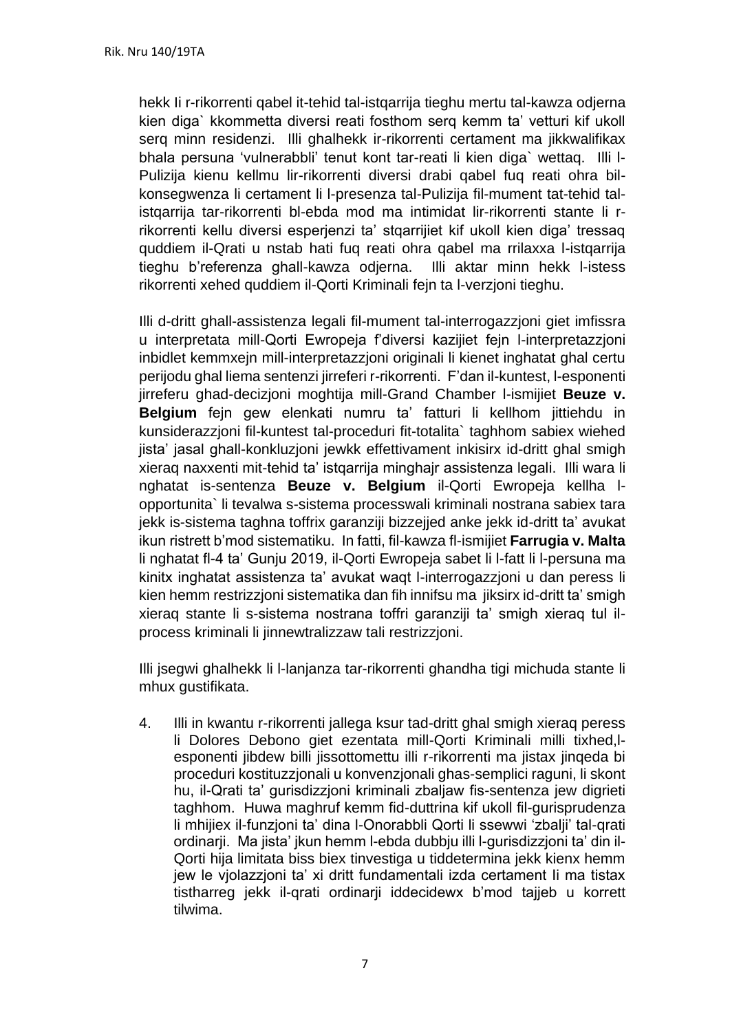hekk li r-rikorrenti qabel it-tehid tal-istqarrija tieghu mertu tal-kawza odjerna kien diga` kkommetta diversi reati fosthom serq kemm ta' vetturi kif ukoll serq minn residenzi. Illi ghalhekk ir-rikorrenti certament ma jikkwalifikax bhala persuna 'vulnerabbli' tenut kont tar-reati li kien diga` wettaq. Illi l-Pulizija kienu kellmu lir-rikorrenti diversi drabi qabel fuq reati ohra bil-konsegwenza li certament li l-presenza tal-Pulizija fil-mument tat-tehid tal-istqarrija tar-rikorrenti bl-ebda mod ma intimidat lir-rikorrenti stante li r-rikorrenti kellu diversi esperjenzi ta' stqarrijiet kif ukoll kien diga' tressaq quddiem il-Qrati u nstab hati fuq reati ohra qabel ma rrilaxxa l-istqarrija tieghu b'referenza ghall-kawza odjerna. Illi aktar minn hekk l-istess rikorrenti xehed quddiem il-Qorti Kriminali fejn ta l-verzjoni tieghu.

Illi d-dritt ghall-assistenza legali fil-mument tal-interrogazzjoni giet imfissra u interpretata mill-Qorti Ewropeja f'diversi kazijiet fejn l-interpretazzjoni inbidlet kemmxejn mill-interpretazzjoni originali li kienet inghatat ghal certu perijodu ghal liema sentenzi jirreferi r-rikorrenti. F'dan il-kuntest, l-esponenti jirreferu ghad-decizjoni moghtija mill-Grand Chamber l-ismijiet **Beuze v. Belgium** fejn gew elenkati numru ta' fatturi li kellhom jittiehdu in kunsiderazzjoni fil-kuntest tal-proceduri fit-totalita` taghhom sabiex wiehed jista' jasal ghall-konkluzjoni jewkk effettivament inkisirx id-dritt ghal smigh xieraq naxxenti mit-tehid ta' istqarrija minghajr assistenza legali. Illi wara li nghatat is-sentenza **Beuze v. Belgium** il-Qorti Ewropeja kellha l-opportunita` li tevalwa s-sistema processwali kriminali nostrana sabiex tara jekk is-sistema taghna toffrix garanziji bizzejjed anke jekk id-dritt ta' avukat ikun ristrett b'mod sistematiku. In fatti, fil-kawza fl-ismijiet **Farrugia v. Malta** li nghatat fl-4 ta' Gunju 2019, il-Qorti Ewropeja sabet li l-fatt li l-persuna ma kinitx inghatat assistenza ta' avukat waqt l-interrogazzjoni u dan peress li kien hemm restrizzjoni sistematika dan fih innifsu ma jiksirx id-dritt ta' smigh xieraq stante li s-sistema nostrana toffri garanziji ta' smigh xieraq tul il-process kriminali li jinnewtralizzaw tali restrizzjoni.

Illi jsegwi ghalhekk li l-lanjanza tar-rikorrenti ghandha tigi michuda stante li mhux gustifikata.

4. Illi in kwantu r-rikorrenti jallega ksur tad-dritt ghal smigh xieraq peress li Dolores Debono giet ezentata mill-Qorti Kriminali milli tixhed,l-esponenti jibdew billi jissottomettu illi r-rikorrenti ma jistax jinqeda bi proceduri kostituzzjonali u konvenzjonali ghas-semplici raguni, li skont hu, il-Qrati ta' gurisdizzjoni kriminali zbaljaw fis-sentenza jew digrieti taghhom. Huwa maghruf kemm fid-duttrina kif ukoll fil-gurisprudenza li mhijiex il-funzjoni ta' dina l-Onorabbli Qorti li ssewwi 'zbalji' tal-qrati ordinarji. Ma jista' jkun hemm l-ebda dubbju illi l-gurisdizzjoni ta' din il-Qorti hija limitata biss biex tinvestiga u tiddetermina jekk kienx hemm jew le vjolazzjoni ta' xi dritt fundamentali izda certament li ma tistax tistharreg jekk il-qrati ordinarji iddecidewx b'mod tajjeb u korrett tilwima.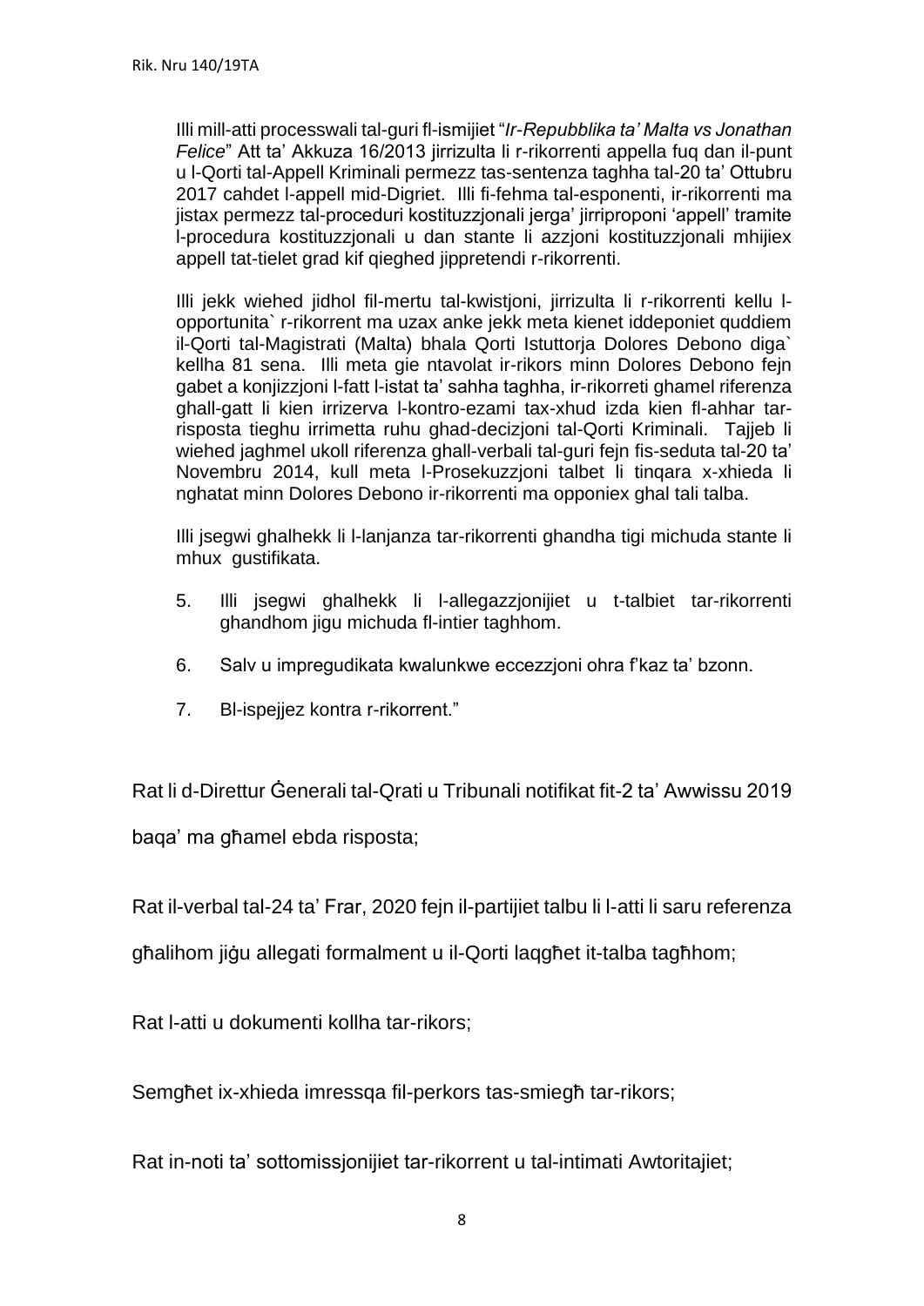Illi mill-atti processwali tal-guri fl-ismijiet "*Ir-Repubblika ta' Malta vs Jonathan Felice*" Att ta' Akkuza 16/2013 jirrizulta li r-rikorrenti appella fuq dan il-punt u l-Qorti tal-Appell Kriminali permezz tas-sentenza taghha tal-20 ta' Ottubru 2017 cahdet l-appell mid-Digriet. Illi fi-fehma tal-esponenti, ir-rikorrenti ma jistax permezz tal-proceduri kostituzzjonali jerga' jirriproponi 'appell' tramite l-procedura kostituzzjonali u dan stante li azzjoni kostituzzjonali mhijiex appell tat-tielet grad kif qieghed jippretendi r-rikorrenti.

Illi jekk wiehed jidhol fil-mertu tal-kwistjoni, jirrizulta li r-rikorrenti kellu l-opportunita` r-rikorrent ma uzax anke jekk meta kienet iddeponiet quddiem il-Qorti tal-Magistrati (Malta) bhala Qorti Istuttorja Dolores Debono diga` kellha 81 sena. Illi meta gie ntavolat ir-rikors minn Dolores Debono fejn gabet a konjizzjoni l-fatt l-istat ta' sahha taghha, ir-rikorreti ghamel riferenza ghall-gatt li kien irrizerva l-kontro-ezami tax-xhud izda kien fl-ahhar tar-risposta tieghu irrimetta ruhu ghad-decizjoni tal-Qorti Kriminali. Tajjeb li wiehed jaghmel ukoll riferenza ghall-verbali tal-guri fejn fis-seduta tal-20 ta' Novembru 2014, kull meta l-Prosekuzzjoni talbet li tinqara x-xhieda li nghatat minn Dolores Debono ir-rikorrenti ma opponiex ghal tali talba.

Illi jsegwi ghalhekk li l-lanjanza tar-rikorrenti ghandha tigi michuda stante li mhux gustifikata.

5. Illi jsegwi ghalhekk li l-allegazzjonijiet u t-talbiet tar-rikorrenti ghandhom jigu michuda fl-intier taghhom.

6. Salv u impregudikata kwalunkwe eccezzjoni ohra f'kaz ta' bzonn.

7. Bl-ispejjez kontra r-rikorrent."

Rat li d-Direttur Ġenerali tal-Qrati u Tribunali notifikat fit-2 ta' Awwissu 2019 baqa' ma għamel ebda risposta;

Rat il-verbal tal-24 ta' Frar, 2020 fejn il-partijiet talbu li l-atti li saru referenza għalihom jiġu allegati formalment u il-Qorti laqgħet it-talba tagħhom;

Rat l-atti u dokumenti kollha tar-rikors;

Semgħet ix-xhieda imressqa fil-perkors tas-smiegħ tar-rikors;

Rat in-noti ta' sottomissjonijiet tar-rikorrent u tal-intimati Awtoritajiet;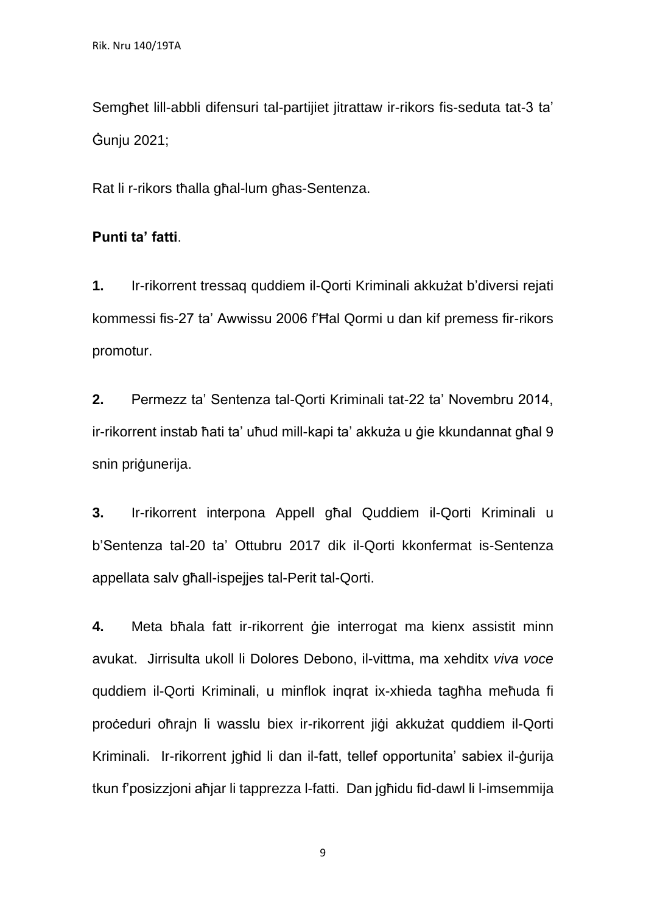Semgħet lill-abbli difensuri tal-partijiet jitrattaw ir-rikors fis-seduta tat-3 ta' Ġunju 2021;

Rat li r-rikors tħalla għal-lum għas-Sentenza.

**Punti ta' fatti**.

**1.** Ir-rikorrent tressaq quddiem il-Qorti Kriminali akkużat b'diversi rejati kommessi fis-27 ta' Awwissu 2006 f'Ħal Qormi u dan kif premess fir-rikors promotur.

**2.** Permezz ta' Sentenza tal-Qorti Kriminali tat-22 ta' Novembru 2014, ir-rikorrent instab ħati ta' uħud mill-kapi ta' akkuża u ġie kkundannat għal 9 snin priġunerija.

**3.** Ir-rikorrent interpona Appell għal Quddiem il-Qorti Kriminali u b'Sentenza tal-20 ta' Ottubru 2017 dik il-Qorti kkonfermat is-Sentenza appellata salv għall-ispejjes tal-Perit tal-Qorti.

**4.** Meta bħala fatt ir-rikorrent ġie interrogat ma kienx assistit minn avukat. Jirrisulta ukoll li Dolores Debono, il-vittma, ma xehditx *viva voce* quddiem il-Qorti Kriminali, u minflok inqrat ix-xhieda tagħha meħuda fi proċeduri oħrajn li wasslu biex ir-rikorrent jiġi akkużat quddiem il-Qorti Kriminali. Ir-rikorrent jgħid li dan il-fatt, tellef opportunita' sabiex il-ġurija tkun f'posizzjoni aħjar li tapprezza l-fatti. Dan jgħidu fid-dawl li l-imsemmija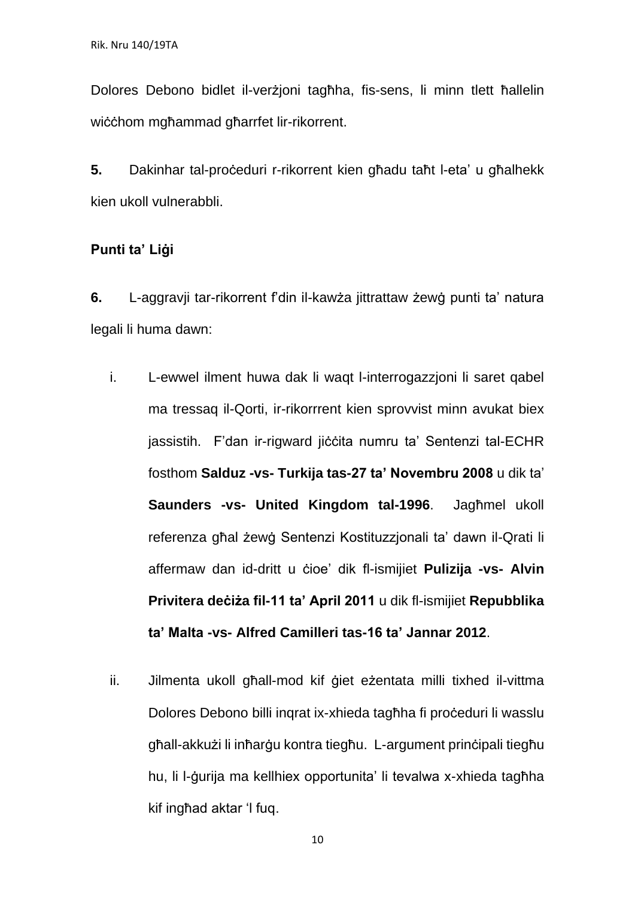Dolores Debono bidlet il-verżjoni tagħha, fis-sens, li minn tlett ħallelin wiċċhom mgħammad għarrfet lir-rikorrent.

**5.** Dakinhar tal-proċeduri r-rikorrent kien għadu taħt l-eta' u għalhekk kien ukoll vulnerabbli.

**Punti ta' Liġi**

**6.** L-aggravji tar-rikorrent f'din il-kawża jittrattaw żewġ punti ta' natura legali li huma dawn:

i. L-ewwel ilment huwa dak li waqt l-interrogazzjoni li saret qabel ma tressaq il-Qorti, ir-rikorrrent kien sprovvist minn avukat biex jassistih. F'dan ir-rigward jiċċita numru ta' Sentenzi tal-ECHR fosthom **Salduz -vs- Turkija tas-27 ta' Novembru 2008** u dik ta' **Saunders -vs- United Kingdom tal-1996**. Jagħmel ukoll referenza għal żewġ Sentenzi Kostituzzjonali ta' dawn il-Qrati li affermaw dan id-dritt u ċioe' dik fl-ismijiet **Pulizija -vs- Alvin Privitera deċiża fil-11 ta' April 2011** u dik fl-ismijiet **Repubblika ta' Malta -vs- Alfred Camilleri tas-16 ta' Jannar 2012**.

ii. Jilmenta ukoll għall-mod kif ġiet eżentata milli tixhed il-vittma Dolores Debono billi inqrat ix-xhieda tagħha fi proċeduri li wasslu għall-akkużi li inħarġu kontra tiegħu. L-argument prinċipali tiegħu hu, li l-ġurija ma kellhiex opportunita' li tevalwa x-xhieda tagħha kif ingħad aktar 'l fuq.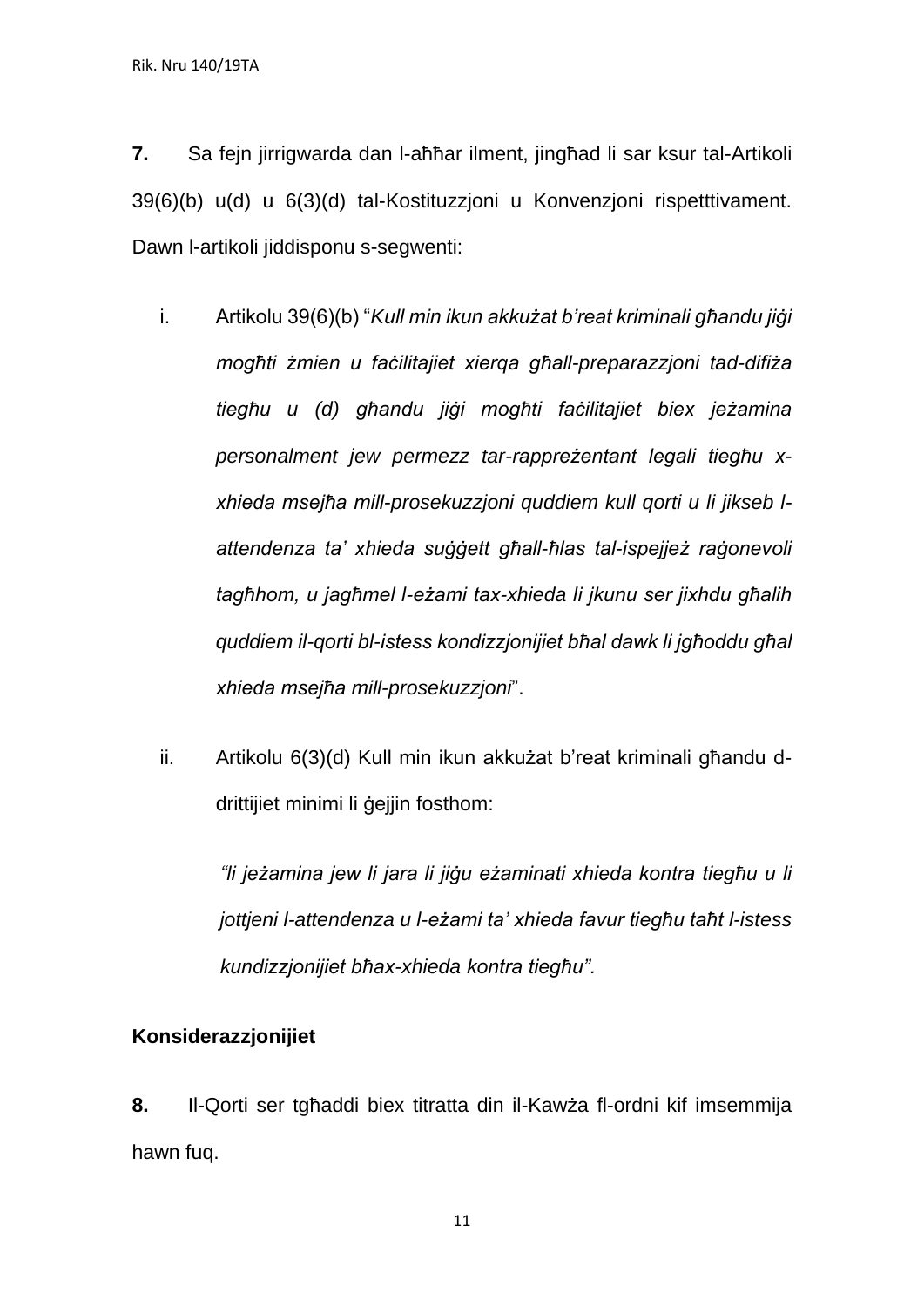**7.** Sa fejn jirrigwarda dan l-aħħar ilment, jingħad li sar ksur tal-Artikoli 39(6)(b) u(d) u 6(3)(d) tal-Kostituzzjoni u Konvenzjoni rispetttivament. Dawn l-artikoli jiddisponu s-segwenti:

i. Artikolu 39(6)(b) "*Kull min ikun akkużat b'reat kriminali għandu jiġi mogħti żmien u faċilitajiet xierqa għall-preparazzjoni tad-difiża tiegħu u (d) għandu jiġi mogħti faċilitajiet biex jeżamina personalment jew permezz tar-rappreżentant legali tiegħu x-xhieda msejħa mill-prosekuzzjoni quddiem kull qorti u li jikseb l-attendenza ta' xhieda suġġett għall-ħlas tal-ispejjeż raġonevoli tagħhom, u jagħmel l-eżami tax-xhieda li jkunu ser jixhdu għalih quddiem il-qorti bl-istess kondizzjonijiet bħal dawk li jgħoddu għal xhieda msejħa mill-prosekuzzjoni*".

ii. Artikolu 6(3)(d) Kull min ikun akkużat b'reat kriminali għandu d-drittijiet minimi li ġejjin fosthom:

   *"li jeżamina jew li jara li jiġu eżaminati xhieda kontra tiegħu u li jottjeni l-attendenza u l-eżami ta' xhieda favur tiegħu taħt l-istess kundizzjonijiet bħax-xhieda kontra tiegħu".*

**Konsiderazzjonijiet**

**8.** Il-Qorti ser tgħaddi biex titratta din il-Kawża fl-ordni kif imsemmija hawn fuq.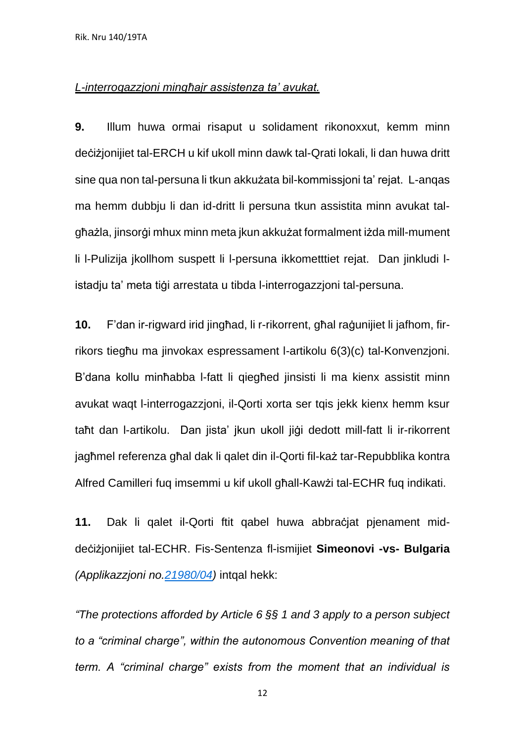*L-interrogazzjoni mingħajr assistenza ta' avukat.*

**9.** Illum huwa ormai risaput u solidament rikonoxxut, kemm minn deċiżjonijiet tal-ERCH u kif ukoll minn dawk tal-Qrati lokali, li dan huwa dritt sine qua non tal-persuna li tkun akkużata bil-kommissjoni ta' rejat. L-anqas ma hemm dubbju li dan id-dritt li persuna tkun assistita minn avukat tal-għażla, jinsorġi mhux minn meta jkun akkużat formalment iżda mill-mument li l-Pulizija jkollhom suspett li l-persuna ikkometttiet rejat. Dan jinkludi l-istadju ta' meta tiġi arrestata u tibda l-interrogazzjoni tal-persuna.

**10.** F'dan ir-rigward irid jingħad, li r-rikorrent, għal raġunijiet li jafhom, fir-rikors tiegħu ma jinvokax espressament l-artikolu 6(3)(c) tal-Konvenzjoni. B'dana kollu minħabba l-fatt li qiegħed jinsisti li ma kienx assistit minn avukat waqt l-interrogazzjoni, il-Qorti xorta ser tqis jekk kienx hemm ksur taħt dan l-artikolu. Dan jista' jkun ukoll jiġi dedott mill-fatt li ir-rikorrent jagħmel referenza għal dak li qalet din il-Qorti fil-każ tar-Repubblika kontra Alfred Camilleri fuq imsemmi u kif ukoll għall-Kawżi tal-ECHR fuq indikati.

**11.** Dak li qalet il-Qorti ftit qabel huwa abbraċjat pjenament mid-deċiżjonijiet tal-ECHR. Fis-Sentenza fl-ismijiet **Simeonovi -vs- Bulgaria** *(Applikazzjoni no.[21980/04])* intqal hekk:

*"The protections afforded by Article 6 §§ 1 and 3 apply to a person subject to a "criminal charge", within the autonomous Convention meaning of that term. A "criminal charge" exists from the moment that an individual is*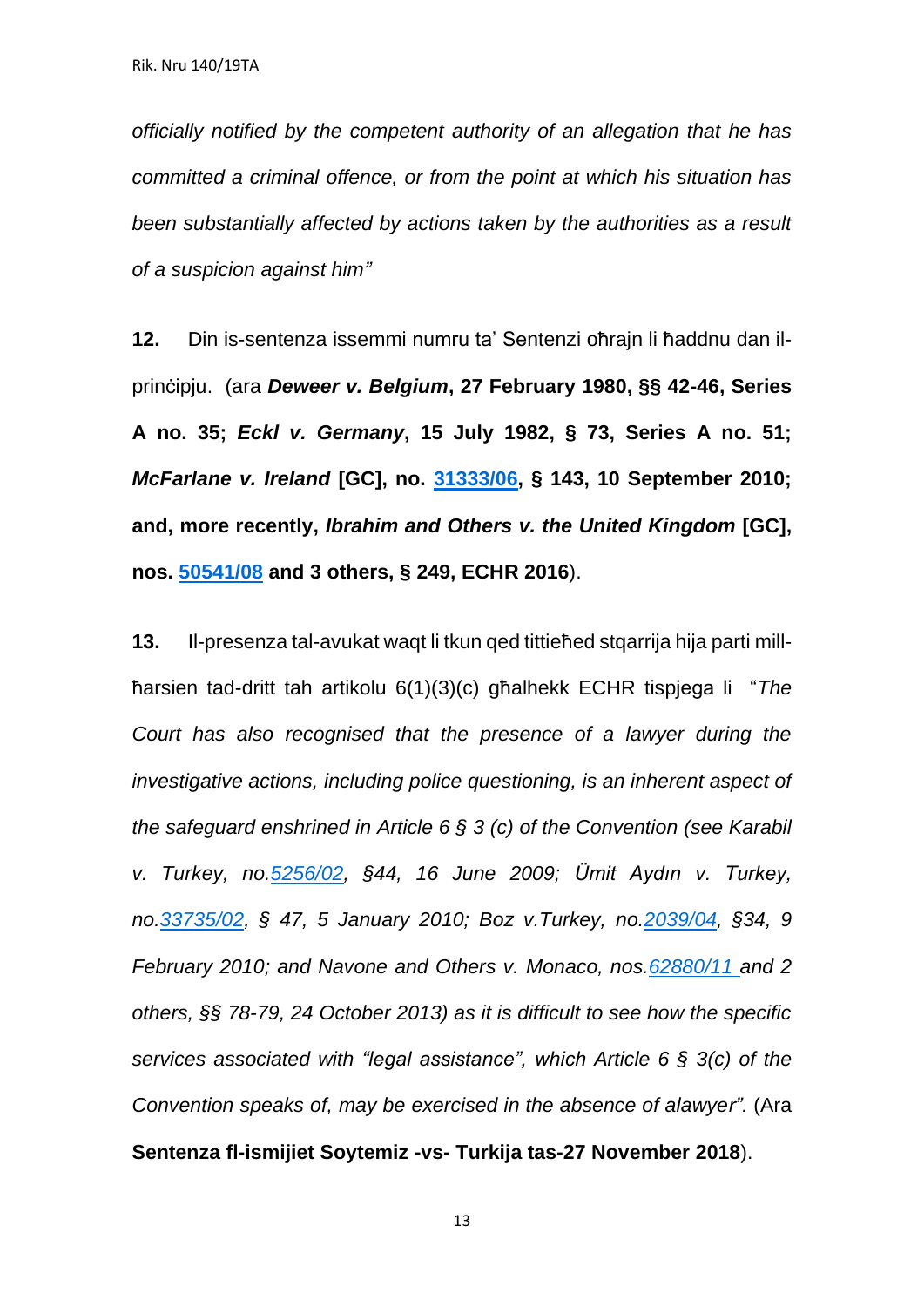*officially notified by the competent authority of an allegation that he has committed a criminal offence, or from the point at which his situation has been substantially affected by actions taken by the authorities as a result of a suspicion against him"*

**12.** Din is-sentenza issemmi numru ta' Sentenzi oħrajn li ħaddnu dan il-prinċipju. (ara ***Deweer v. Belgium*, 27 February 1980, §§ 42-46, Series A no. 35; *Eckl v. Germany*, 15 July 1982, § 73, Series A no. 51; *McFarlane v. Ireland* [GC], no. 31333/06, § 143, 10 September 2010; and, more recently, *Ibrahim and Others v. the United Kingdom* [GC], nos. 50541/08 and 3 others, § 249, ECHR 2016**).

**13.** Il-presenza tal-avukat waqt li tkun qed tittieħed stqarrija hija parti mill-ħarsien tad-dritt tah artikolu 6(1)(3)(c) għalhekk ECHR tispjega li "*The Court has also recognised that the presence of a lawyer during the investigative actions, including police questioning, is an inherent aspect of the safeguard enshrined in Article 6 § 3 (c) of the Convention (see Karabil v. Turkey, no.5256/02, §44, 16 June 2009; Ümit Aydın v. Turkey, no.33735/02, § 47, 5 January 2010; Boz v.Turkey, no.2039/04, §34, 9 February 2010; and Navone and Others v. Monaco, nos.62880/11 and 2 others, §§ 78-79, 24 October 2013) as it is difficult to see how the specific services associated with "legal assistance", which Article 6 § 3(c) of the Convention speaks of, may be exercised in the absence of alawyer".* (Ara **Sentenza fl-ismijiet Soytemiz -vs- Turkija tas-27 November 2018**).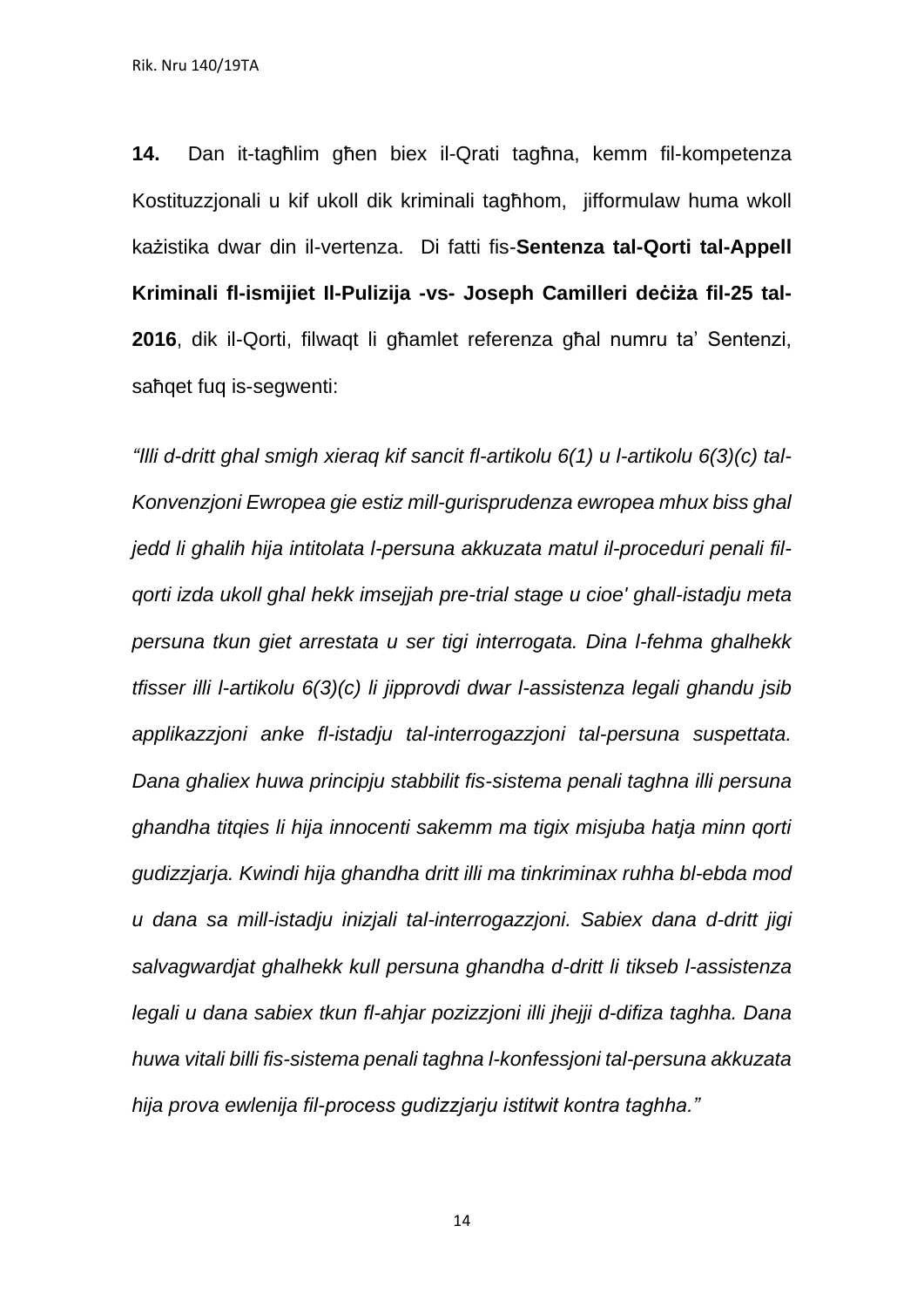**14.** Dan it-tagħlim għen biex il-Qrati tagħna, kemm fil-kompetenza Kostituzzjonali u kif ukoll dik kriminali tagħhom, jifformulaw huma wkoll każistika dwar din il-vertenza. Di fatti fis-**Sentenza tal-Qorti tal-Appell Kriminali fl-ismijiet Il-Pulizija -vs- Joseph Camilleri deċiża fil-25 tal-2016**, dik il-Qorti, filwaqt li għamlet referenza għal numru ta' Sentenzi, saħqet fuq is-segwenti:

*"Illi d-dritt ghal smigh xieraq kif sancit fl-artikolu 6(1) u l-artikolu 6(3)(c) tal-Konvenzjoni Ewropea gie estiz mill-gurisprudenza ewropea mhux biss ghal jedd li ghalih hija intitolata l-persuna akkuzata matul il-proceduri penali fil-qorti izda ukoll ghal hekk imsejjah pre-trial stage u cioe' ghall-istadju meta persuna tkun giet arrestata u ser tigi interrogata. Dina l-fehma ghalhekk tfisser illi l-artikolu 6(3)(c) li jipprovdi dwar l-assistenza legali ghandu jsib applikazzjoni anke fl-istadju tal-interrogazzjoni tal-persuna suspettata. Dana ghaliex huwa principju stabbilit fis-sistema penali taghna illi persuna ghandha titqies li hija innocenti sakemm ma tigix misjuba hatja minn qorti gudizzjarja. Kwindi hija ghandha dritt illi ma tinkriminax ruhha bl-ebda mod u dana sa mill-istadju inizjali tal-interrogazzjoni. Sabiex dana d-dritt jigi salvagwardjat ghalhekk kull persuna ghandha d-dritt li tikseb l-assistenza legali u dana sabiex tkun fl-ahjar pozizzjoni illi jhejji d-difiza taghha. Dana huwa vitali billi fis-sistema penali taghna l-konfessjoni tal-persuna akkuzata hija prova ewlenija fil-process gudizzjarju istitwit kontra taghha."*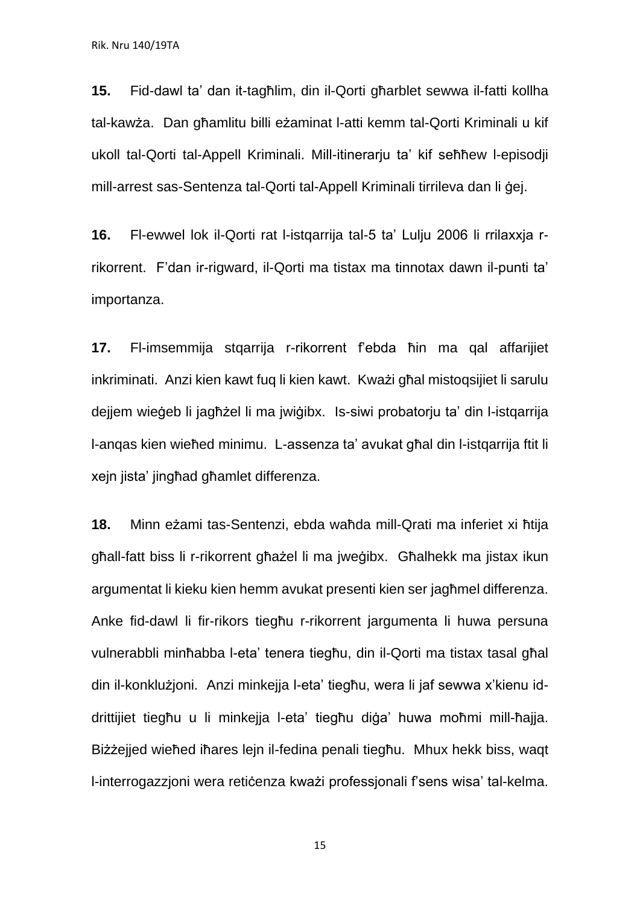**15.** Fid-dawl ta' dan it-tagħlim, din il-Qorti għarblet sewwa il-fatti kollha tal-kawża. Dan għamlitu billi eżaminat l-atti kemm tal-Qorti Kriminali u kif ukoll tal-Qorti tal-Appell Kriminali. Mill-itinerarju ta' kif seħħew l-episodji mill-arrest sas-Sentenza tal-Qorti tal-Appell Kriminali tirrileva dan li ġej.

**16.** Fl-ewwel lok il-Qorti rat l-istqarrija tal-5 ta' Lulju 2006 li rrilaxxja r-rikorrent. F'dan ir-rigward, il-Qorti ma tistax ma tinnotax dawn il-punti ta' importanza.

**17.** Fl-imsemmija stqarrija r-rikorrent f'ebda ħin ma qal affarijiet inkriminati. Anzi kien kawt fuq li kien kawt. Kważi għal mistoqsijiet li sarulu dejjem wieġeb li jagħżel li ma jwiġibx. Is-siwi probatorju ta' din l-istqarrija l-anqas kien wieħed minimu. L-assenza ta' avukat għal din l-istqarrija ftit li xejn jista' jingħad għamlet differenza.

**18.** Minn eżami tas-Sentenzi, ebda waħda mill-Qrati ma inferiet xi ħtija għall-fatt biss li r-rikorrent għażel li ma jweġibx. Għalhekk ma jistax ikun argumentat li kieku kien hemm avukat presenti kien ser jagħmel differenza. Anke fid-dawl li fir-rikors tiegħu r-rikorrent jargumenta li huwa persuna vulnerabbli minħabba l-eta' tenera tiegħu, din il-Qorti ma tistax tasal għal din il-konklużjoni. Anzi minkejja l-eta' tiegħu, wera li jaf sewwa x'kienu id-drittijiet tiegħu u li minkejja l-eta' tiegħu diġa' huwa moħmi mill-ħajja. Biżżejjed wieħed iħares lejn il-fedina penali tiegħu. Mhux hekk biss, waqt l-interrogazzjoni wera retiċenza kważi professjonali f'sens wisa' tal-kelma.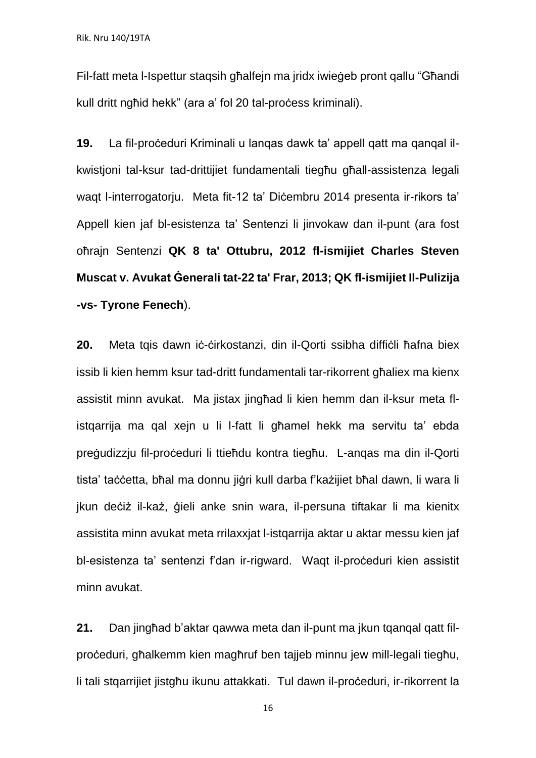Fil-fatt meta l-Ispettur staqsih għalfejn ma jridx iwieġeb pront qallu "Għandi kull dritt ngħid hekk" (ara a' fol 20 tal-proċess kriminali).

**19.** La fil-proċeduri Kriminali u lanqas dawk ta' appell qatt ma qanqal il-kwistjoni tal-ksur tad-drittijiet fundamentali tiegħu għall-assistenza legali waqt l-interrogatorju. Meta fit-12 ta' Diċembru 2014 presenta ir-rikors ta' Appell kien jaf bl-esistenza ta' Sentenzi li jinvokaw dan il-punt (ara fost oħrajn Sentenzi **QK 8 ta' Ottubru, 2012 fl-ismijiet Charles Steven Muscat v. Avukat Ġenerali tat-22 ta' Frar, 2013; QK fl-ismijiet Il-Pulizija -vs- Tyrone Fenech**).

**20.** Meta tqis dawn iċ-ċirkostanzi, din il-Qorti ssibha diffiċli ħafna biex issib li kien hemm ksur tad-dritt fundamentali tar-rikorrent għaliex ma kienx assistit minn avukat. Ma jistax jingħad li kien hemm dan il-ksur meta fl-istqarrija ma qal xejn u li l-fatt li għamel hekk ma servitu ta' ebda preġudizzju fil-proċeduri li ttieħdu kontra tiegħu. L-anqas ma din il-Qorti tista' taċċetta, bħal ma donnu jiġri kull darba f'każijiet bħal dawn, li wara li jkun deċiż il-każ, ġieli anke snin wara, il-persuna tiftakar li ma kienitx assistita minn avukat meta rrilaxxjat l-istqarrija aktar u aktar messu kien jaf bl-esistenza ta' sentenzi f'dan ir-rigward. Waqt il-proċeduri kien assistit minn avukat.

**21.** Dan jingħad b'aktar qawwa meta dan il-punt ma jkun tqanqal qatt fil-proċeduri, għalkemm kien magħruf ben tajjeb minnu jew mill-legali tiegħu, li tali stqarrijiet jistgħu ikunu attakkati. Tul dawn il-proċeduri, ir-rikorrent la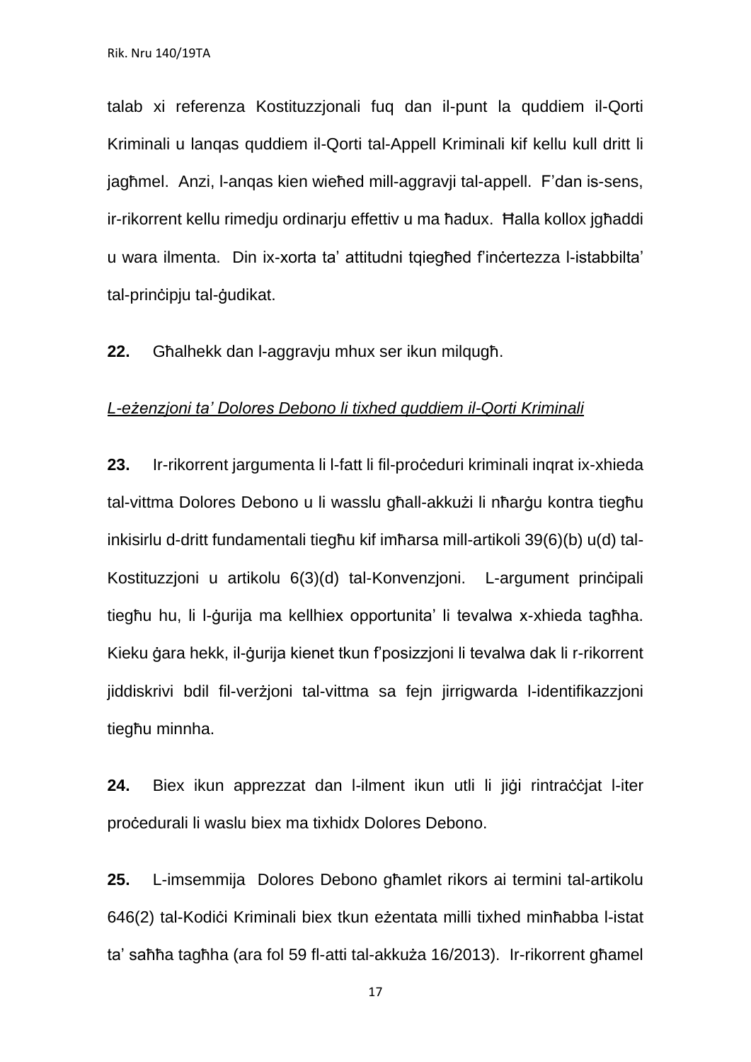talab xi referenza Kostituzzjonali fuq dan il-punt la quddiem il-Qorti Kriminali u lanqas quddiem il-Qorti tal-Appell Kriminali kif kellu kull dritt li jagħmel. Anzi, l-anqas kien wieħed mill-aggravji tal-appell. F'dan is-sens, ir-rikorrent kellu rimedju ordinarju effettiv u ma ħadux. Ħalla kollox jgħaddi u wara ilmenta. Din ix-xorta ta' attitudni tqiegħed f'inċertezza l-istabbilta' tal-prinċipju tal-ġudikat.

**22.** Għalhekk dan l-aggravju mhux ser ikun milqugħ.

*L-eżenzjoni ta' Dolores Debono li tixhed quddiem il-Qorti Kriminali*

**23.** Ir-rikorrent jargumenta li l-fatt li fil-proċeduri kriminali inqrat ix-xhieda tal-vittma Dolores Debono u li wasslu għall-akkużi li nħarġu kontra tiegħu inkisirlu d-dritt fundamentali tiegħu kif imħarsa mill-artikoli 39(6)(b) u(d) tal-Kostituzzjoni u artikolu 6(3)(d) tal-Konvenzjoni. L-argument prinċipali tiegħu hu, li l-ġurija ma kellhiex opportunita' li tevalwa x-xhieda tagħha. Kieku ġara hekk, il-ġurija kienet tkun f'posizzjoni li tevalwa dak li r-rikorrent jiddiskrivi bdil fil-verżjoni tal-vittma sa fejn jirrigwarda l-identifikazzjoni tiegħu minnha.

**24.** Biex ikun apprezzat dan l-ilment ikun utli li jiġi rintraċċjat l-iter proċedurali li waslu biex ma tixhidx Dolores Debono.

**25.** L-imsemmija Dolores Debono għamlet rikors ai termini tal-artikolu 646(2) tal-Kodiċi Kriminali biex tkun eżentata milli tixhed minħabba l-istat ta' saħħa tagħha (ara fol 59 fl-atti tal-akkuża 16/2013). Ir-rikorrent għamel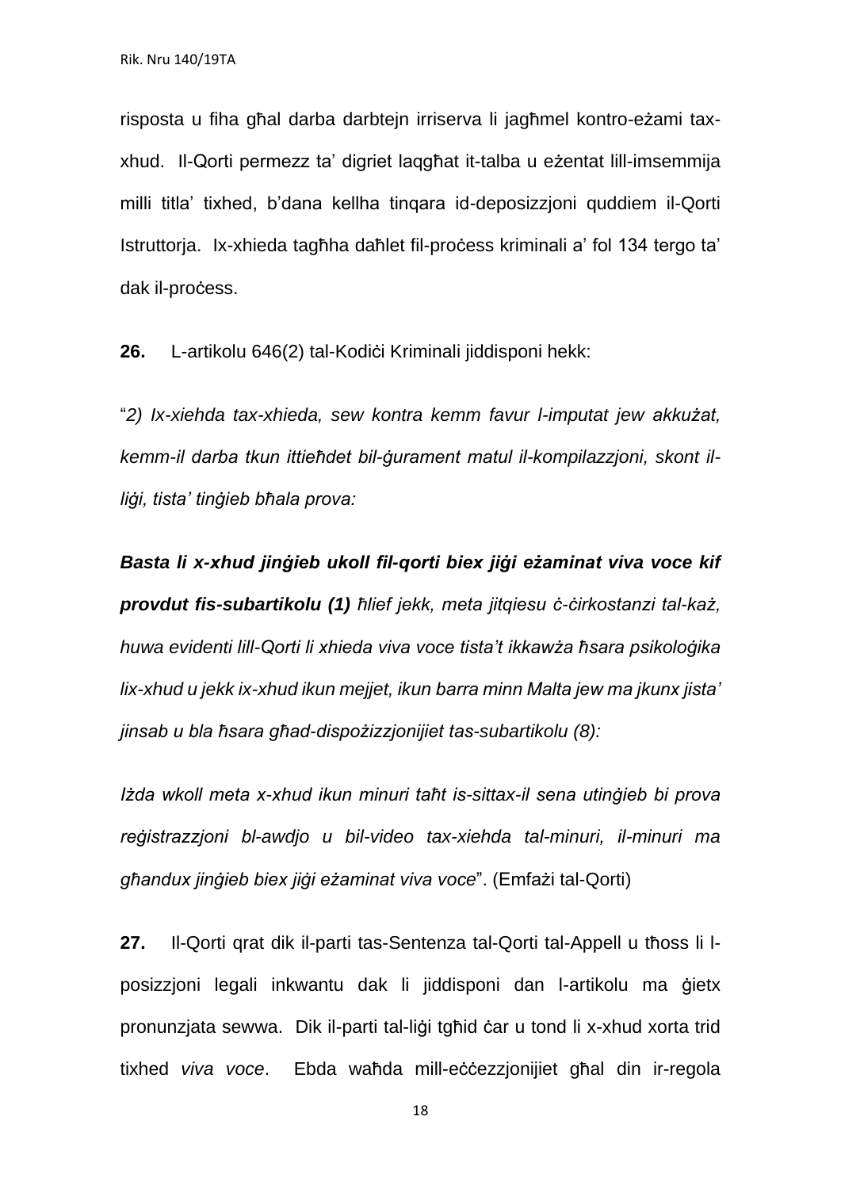risposta u fiha għal darba darbtejn irriserva li jagħmel kontro-eżami tax-xhud. Il-Qorti permezz ta' digriet laqgħat it-talba u eżentat lill-imsemmija milli titla' tixhed, b'dana kellha tinqara id-deposizzjoni quddiem il-Qorti Istruttorja. Ix-xhieda tagħha daħlet fil-proċess kriminali a' fol 134 tergo ta' dak il-proċess.

**26.** L-artikolu 646(2) tal-Kodiċi Kriminali jiddisponi hekk:

"*2) Ix-xiehda tax-xhieda, sew kontra kemm favur l-imputat jew akkużat, kemm-il darba tkun ittieħdet bil-ġurament matul il-kompilazzjoni, skont il-liġi, tista' tinġieb bħala prova:*

***Basta li x-xhud jinġieb ukoll fil-qorti biex jiġi eżaminat viva voce kif provdut fis-subartikolu (1)*** *ħlief jekk, meta jitqiesu ċ-ċirkostanzi tal-każ, huwa evidenti lill-Qorti li xhieda viva voce tista't ikkawża ħsara psikoloġika lix-xhud u jekk ix-xhud ikun mejjet, ikun barra minn Malta jew ma jkunx jista' jinsab u bla ħsara għad-dispożizzjonijiet tas-subartikolu (8):*

*Iżda wkoll meta x-xhud ikun minuri taħt is-sittax-il sena utinġieb bi prova reġistrazzjoni bl-awdjo u bil-video tax-xiehda tal-minuri, il-minuri ma għandux jinġieb biex jiġi eżaminat viva voce*". (Emfażi tal-Qorti)

**27.** Il-Qorti qrat dik il-parti tas-Sentenza tal-Qorti tal-Appell u tħoss li l-posizzjoni legali inkwantu dak li jiddisponi dan l-artikolu ma ġietx pronunzjata sewwa. Dik il-parti tal-liġi tgħid ċar u tond li x-xhud xorta trid tixhed *viva voce*. Ebda waħda mill-eċċezzjonijiet għal din ir-regola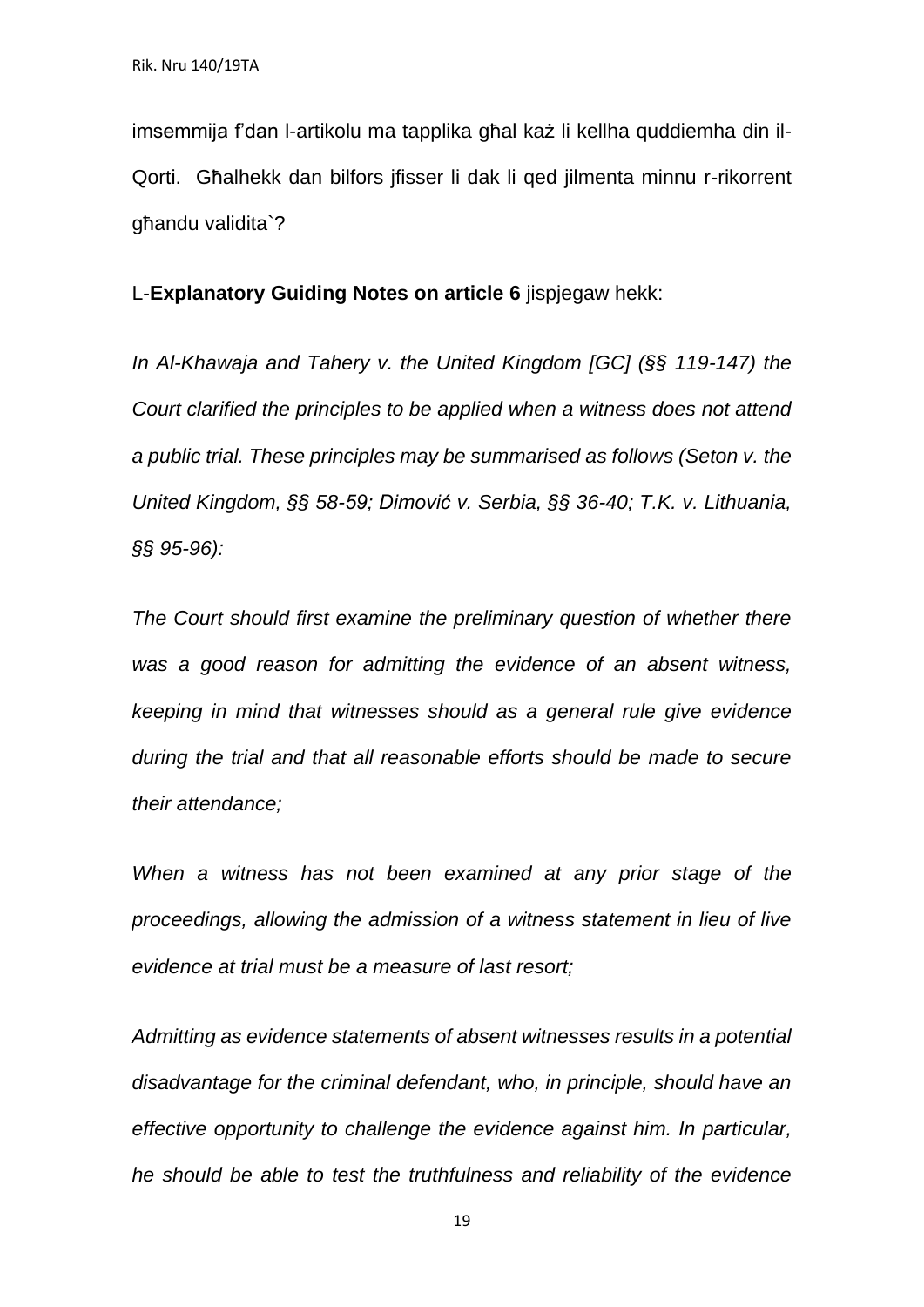imsemmija f'dan l-artikolu ma tapplika għal każ li kellha quddiemha din il-Qorti. Għalhekk dan bilfors jfisser li dak li qed jilmenta minnu r-rikorrent għandu validita`?

L-**Explanatory Guiding Notes on article 6** jispjegaw hekk:

*In Al-Khawaja and Tahery v. the United Kingdom [GC] (§§ 119-147) the Court clarified the principles to be applied when a witness does not attend a public trial. These principles may be summarised as follows (Seton v. the United Kingdom, §§ 58-59; Dimović v. Serbia, §§ 36-40; T.K. v. Lithuania, §§ 95-96):*

*The Court should first examine the preliminary question of whether there was a good reason for admitting the evidence of an absent witness, keeping in mind that witnesses should as a general rule give evidence during the trial and that all reasonable efforts should be made to secure their attendance;*

*When a witness has not been examined at any prior stage of the proceedings, allowing the admission of a witness statement in lieu of live evidence at trial must be a measure of last resort;*

*Admitting as evidence statements of absent witnesses results in a potential disadvantage for the criminal defendant, who, in principle, should have an effective opportunity to challenge the evidence against him. In particular, he should be able to test the truthfulness and reliability of the evidence*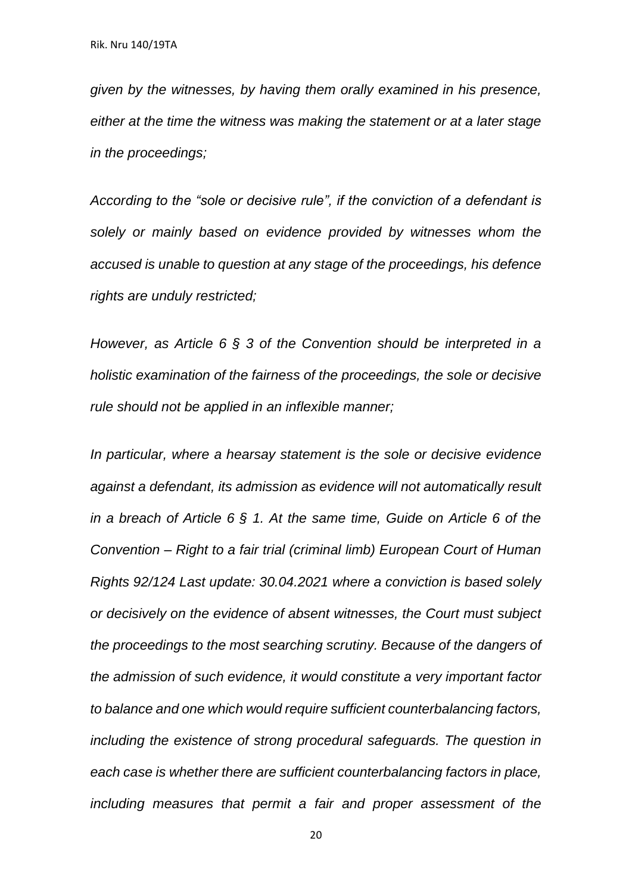*given by the witnesses, by having them orally examined in his presence, either at the time the witness was making the statement or at a later stage in the proceedings;*

*According to the "sole or decisive rule", if the conviction of a defendant is solely or mainly based on evidence provided by witnesses whom the accused is unable to question at any stage of the proceedings, his defence rights are unduly restricted;*

*However, as Article 6 § 3 of the Convention should be interpreted in a holistic examination of the fairness of the proceedings, the sole or decisive rule should not be applied in an inflexible manner;*

*In particular, where a hearsay statement is the sole or decisive evidence against a defendant, its admission as evidence will not automatically result in a breach of Article 6 § 1. At the same time, Guide on Article 6 of the Convention – Right to a fair trial (criminal limb) European Court of Human Rights 92/124 Last update: 30.04.2021 where a conviction is based solely or decisively on the evidence of absent witnesses, the Court must subject the proceedings to the most searching scrutiny. Because of the dangers of the admission of such evidence, it would constitute a very important factor to balance and one which would require sufficient counterbalancing factors, including the existence of strong procedural safeguards. The question in each case is whether there are sufficient counterbalancing factors in place, including measures that permit a fair and proper assessment of the*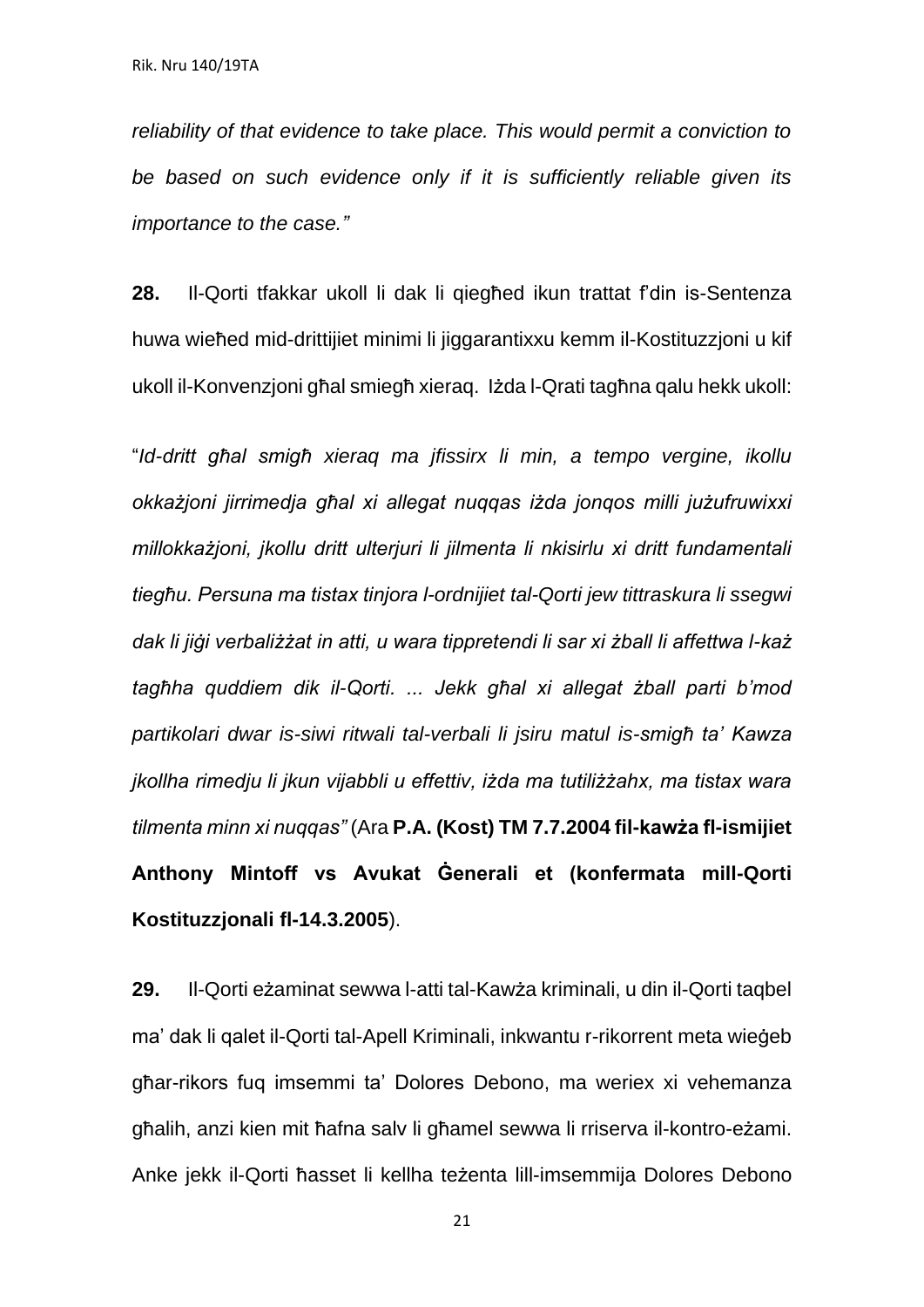*reliability of that evidence to take place. This would permit a conviction to be based on such evidence only if it is sufficiently reliable given its importance to the case."*

**28.** Il-Qorti tfakkar ukoll li dak li qiegħed ikun trattat f'din is-Sentenza huwa wieħed mid-drittijiet minimi li jiggarantixxu kemm il-Kostituzzjoni u kif ukoll il-Konvenzjoni għal smiegħ xieraq. Iżda l-Qrati tagħna qalu hekk ukoll:

"*Id-dritt għal smigħ xieraq ma jfissirx li min, a tempo vergine, ikollu okkażjoni jirrimedja għal xi allegat nuqqas iżda jonqos milli jużufruwixxi millokkażjoni, jkollu dritt ulterjuri li jilmenta li nkisirlu xi dritt fundamentali tiegħu. Persuna ma tistax tinjora l-ordnijiet tal-Qorti jew tittraskura li ssegwi dak li jiġi verbalizzat in atti, u wara tippretendi li sar xi żball li affettwa l-każ tagħha quddiem dik il-Qorti. ... Jekk għal xi allegat żball parti b'mod partikolari dwar is-siwi ritwali tal-verbali li jsiru matul is-smigħ ta' Kawza jkollha rimedju li jkun vijabbli u effettiv, iżda ma tutilizżahx, ma tistax wara tilmenta minn xi nuqqas"* (Ara **P.A. (Kost) TM 7.7.2004 fil-kawża fl-ismijiet Anthony Mintoff vs Avukat Ġenerali et (konfermata mill-Qorti Kostituzzjonali fl-14.3.2005**).

**29.** Il-Qorti eżaminat sewwa l-atti tal-Kawża kriminali, u din il-Qorti taqbel ma' dak li qalet il-Qorti tal-Apell Kriminali, inkwantu r-rikorrent meta wieġeb għar-rikors fuq imsemmi ta' Dolores Debono, ma weriex xi vehemanza għalih, anzi kien mit ħafna salv li għamel sewwa li rriserva il-kontro-eżami. Anke jekk il-Qorti ħasset li kellha teżenta lill-imsemmija Dolores Debono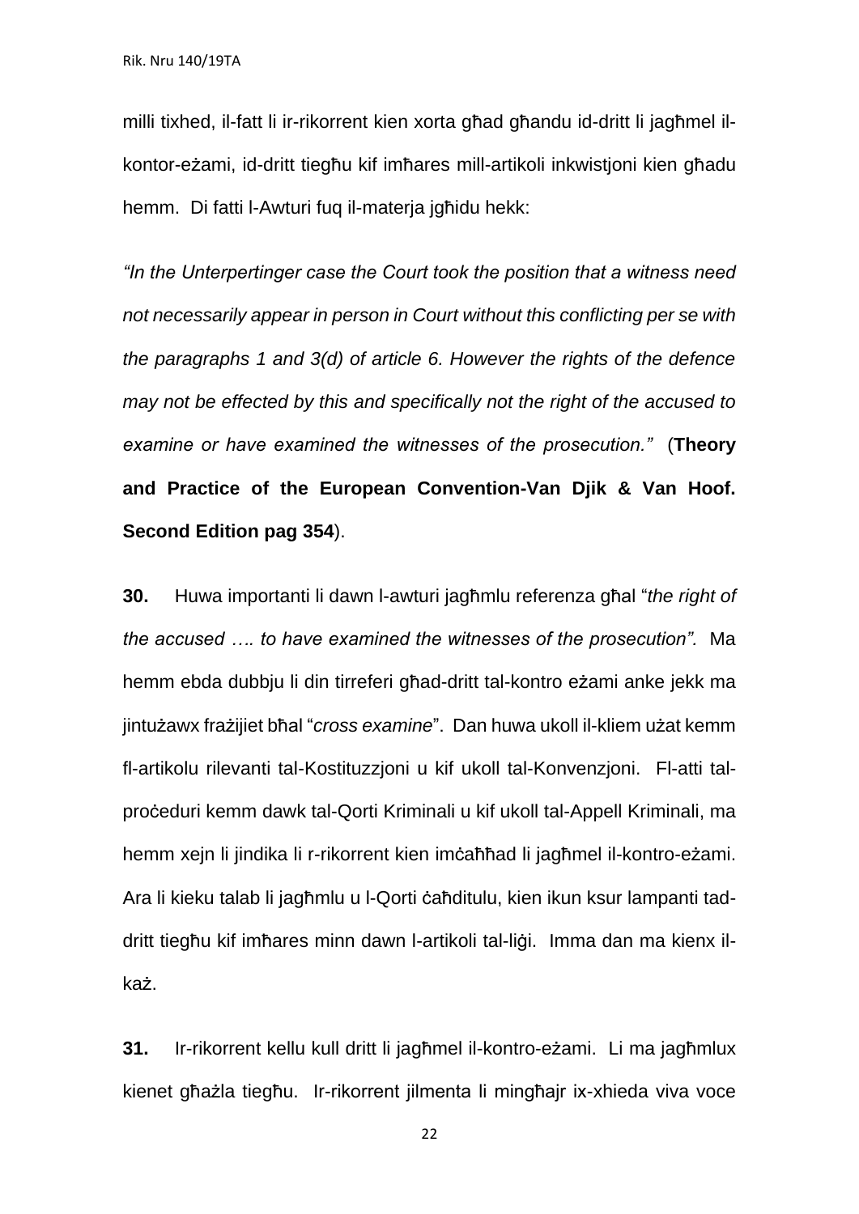milli tixhed, il-fatt li ir-rikorrent kien xorta għad għandu id-dritt li jagħmel il-kontor-eżami, id-dritt tiegħu kif imħares mill-artikoli inkwistjoni kien għadu hemm. Di fatti l-Awturi fuq il-materja jgħidu hekk:

*"In the Unterpertinger case the Court took the position that a witness need not necessarily appear in person in Court without this conflicting per se with the paragraphs 1 and 3(d) of article 6. However the rights of the defence may not be effected by this and specifically not the right of the accused to examine or have examined the witnesses of the prosecution."* (**Theory and Practice of the European Convention-Van Djik & Van Hoof. Second Edition pag 354**).

**30.** Huwa importanti li dawn l-awturi jagħmlu referenza għal "*the right of the accused …. to have examined the witnesses of the prosecution".* Ma hemm ebda dubbju li din tirreferi għad-dritt tal-kontro eżami anke jekk ma jintużawx frażijiet bħal "*cross examine*". Dan huwa ukoll il-kliem użat kemm fl-artikolu rilevanti tal-Kostituzzjoni u kif ukoll tal-Konvenzjoni. Fl-atti tal-proċeduri kemm dawk tal-Qorti Kriminali u kif ukoll tal-Appell Kriminali, ma hemm xejn li jindika li r-rikorrent kien imċaħħad li jagħmel il-kontro-eżami. Ara li kieku talab li jagħmlu u l-Qorti ċaħditulu, kien ikun ksur lampanti tad-dritt tiegħu kif imħares minn dawn l-artikoli tal-liġi. Imma dan ma kienx il-każ.

**31.** Ir-rikorrent kellu kull dritt li jagħmel il-kontro-eżami. Li ma jagħmlux kienet għażla tiegħu. Ir-rikorrent jilmenta li mingħajr ix-xhieda viva voce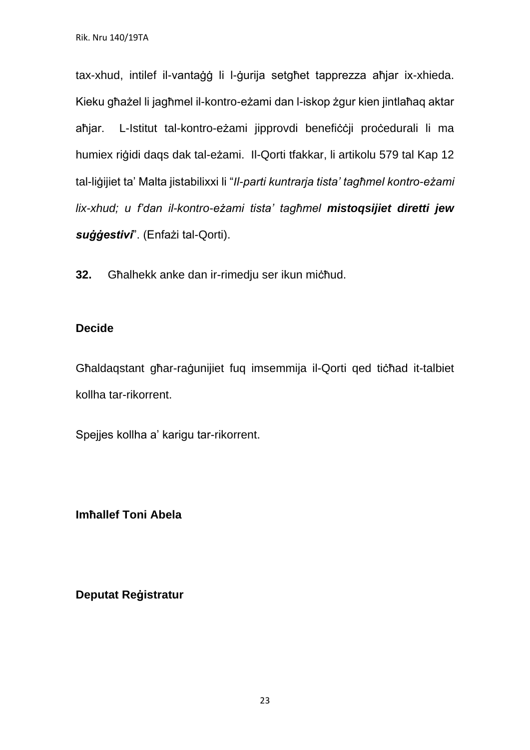tax-xhud, intilef il-vantaġġ li l-ġurija setgħet tapprezza aħjar ix-xhieda. Kieku għażel li jagħmel il-kontro-eżami dan l-iskop żgur kien jintlaħaq aktar aħjar. L-Istitut tal-kontro-eżami jipprovdi benefiċċji proċedurali li ma humiex riġidi daqs dak tal-eżami. Il-Qorti tfakkar, li artikolu 579 tal Kap 12 tal-liġijiet ta' Malta jistabilixxi li "*Il-parti kuntrarja tista' tagħmel kontro-eżami lix-xhud; u f'dan il-kontro-eżami tista' tagħmel **mistoqsijiet diretti jew suġġestivi***". (Enfażi tal-Qorti).

**32.** Għalhekk anke dan ir-rimedju ser ikun miċħud.

**Decide**

Għaldaqstant għar-raġunijiet fuq imsemmija il-Qorti qed tiċħad it-talbiet kollha tar-rikorrent.

Spejjes kollha a' karigu tar-rikorrent.

**Imħallef Toni Abela**

**Deputat Reġistratur**